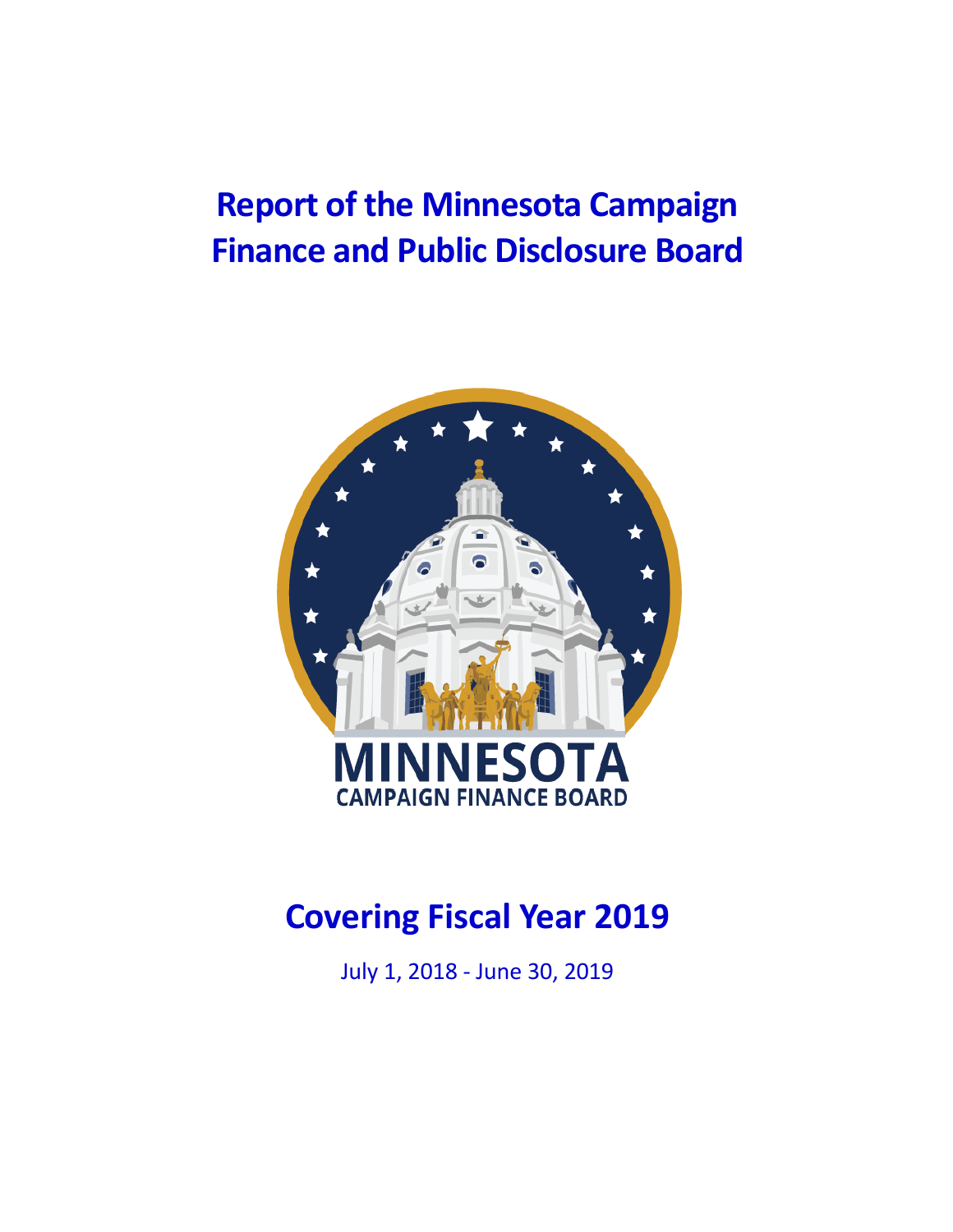# Report of the Minnesota Campaign Finance and Public Disclosure Board

MINNESOTA
CAMPAIGN FINANCE BOARD

## Covering Fiscal Year 2019

July 1, 2018 - June 30, 2019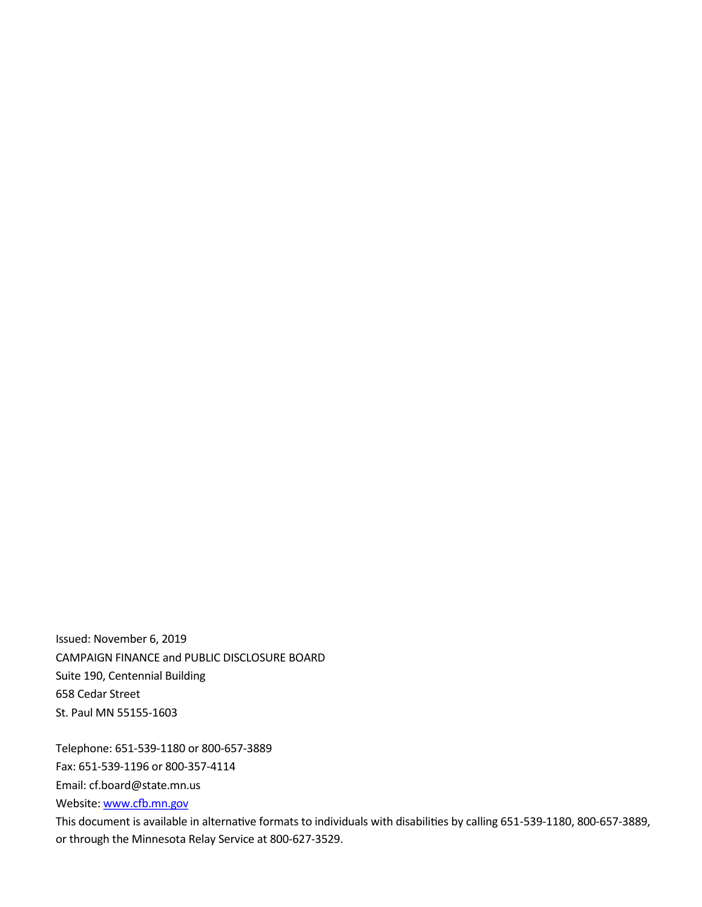Issued: November 6, 2019

CAMPAIGN FINANCE and PUBLIC DISCLOSURE BOARD

Suite 190, Centennial Building

658 Cedar Street

St. Paul MN 55155-1603

Telephone: 651-539-1180 or 800-657-3889

Fax: 651-539-1196 or 800-357-4114

Email: cf.board@state.mn.us

Website: [www.cfb.mn.gov](http://www.cfb.mn.gov)

This document is available in alternative formats to individuals with disabilities by calling 651-539-1180, 800-657-3889, or through the Minnesota Relay Service at 800-627-3529.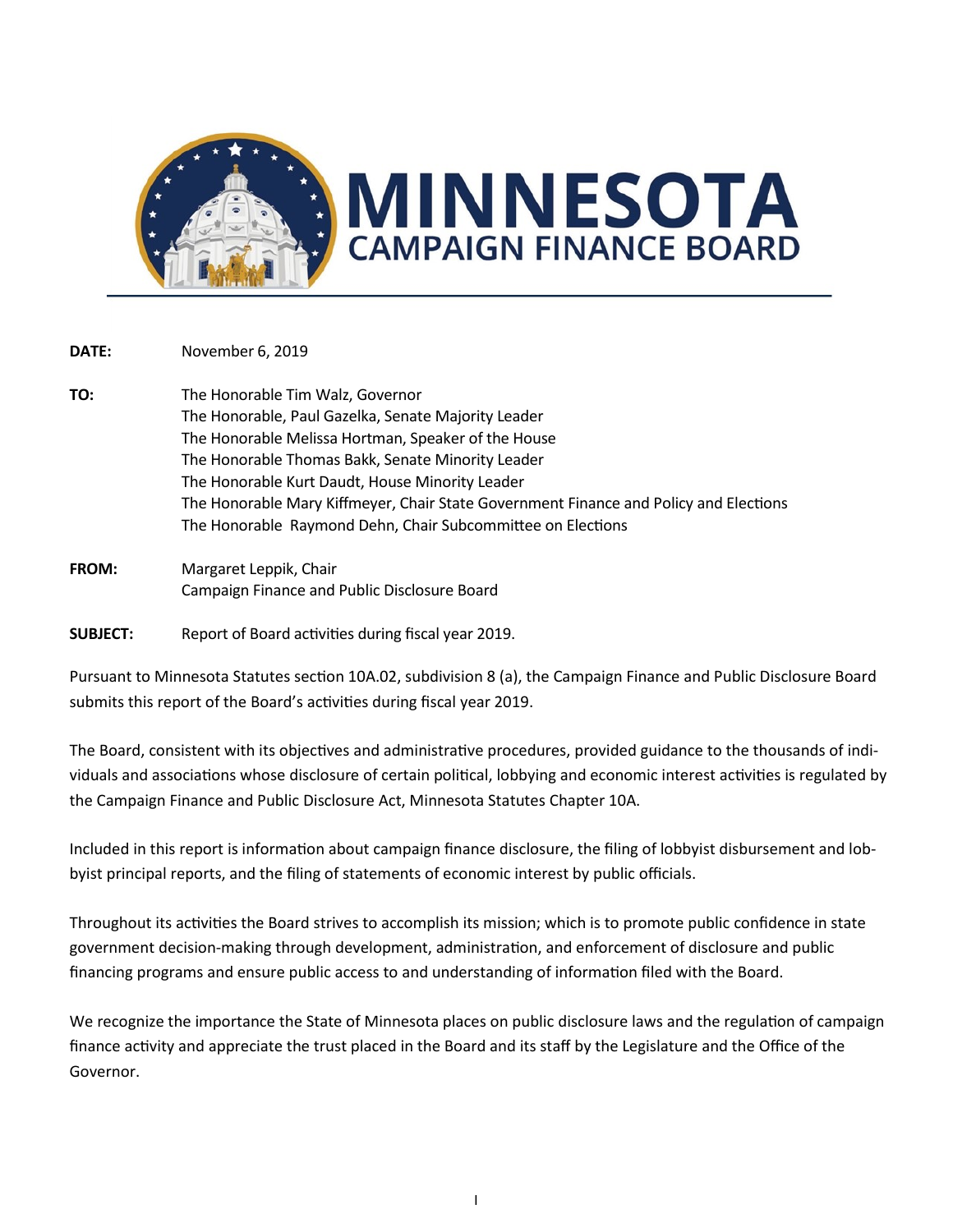# MINNESOTA CAMPAIGN FINANCE BOARD

**DATE:** November 6, 2019

**TO:** The Honorable Tim Walz, Governor
The Honorable, Paul Gazelka, Senate Majority Leader
The Honorable Melissa Hortman, Speaker of the House
The Honorable Thomas Bakk, Senate Minority Leader
The Honorable Kurt Daudt, House Minority Leader
The Honorable Mary Kiffmeyer, Chair State Government Finance and Policy and Elections
The Honorable Raymond Dehn, Chair Subcommittee on Elections

**FROM:** Margaret Leppik, Chair
Campaign Finance and Public Disclosure Board

**SUBJECT:** Report of Board activities during fiscal year 2019.

Pursuant to Minnesota Statutes section 10A.02, subdivision 8 (a), the Campaign Finance and Public Disclosure Board submits this report of the Board's activities during fiscal year 2019.

The Board, consistent with its objectives and administrative procedures, provided guidance to the thousands of individuals and associations whose disclosure of certain political, lobbying and economic interest activities is regulated by the Campaign Finance and Public Disclosure Act, Minnesota Statutes Chapter 10A.

Included in this report is information about campaign finance disclosure, the filing of lobbyist disbursement and lobbyist principal reports, and the filing of statements of economic interest by public officials.

Throughout its activities the Board strives to accomplish its mission; which is to promote public confidence in state government decision-making through development, administration, and enforcement of disclosure and public financing programs and ensure public access to and understanding of information filed with the Board.

We recognize the importance the State of Minnesota places on public disclosure laws and the regulation of campaign finance activity and appreciate the trust placed in the Board and its staff by the Legislature and the Office of the Governor.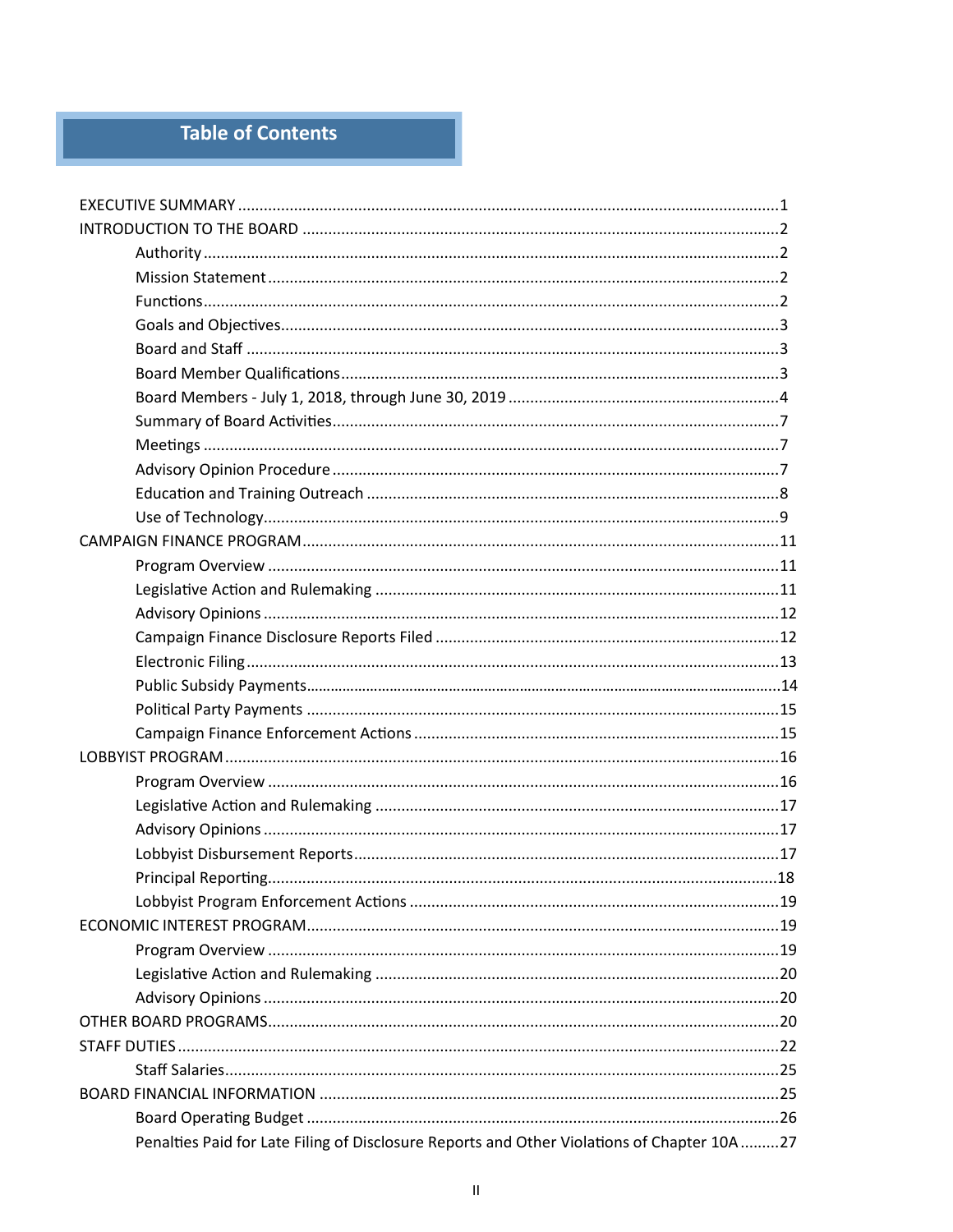# Table of Contents

EXECUTIVE SUMMARY ....................................................................................................................1
INTRODUCTION TO THE BOARD .....................................................................................................2
- Authority ....................................................................................................................................2
- Mission Statement .....................................................................................................................2
- Functions ....................................................................................................................................2
- Goals and Objectives ..................................................................................................................3
- Board and Staff ..........................................................................................................................3
- Board Member Qualifications .....................................................................................................3
- Board Members - July 1, 2018, through June 30, 2019 ...............................................................4
- Summary of Board Activities .......................................................................................................7
- Meetings .....................................................................................................................................7
- Advisory Opinion Procedure ......................................................................................................7
- Education and Training Outreach ...............................................................................................8
- Use of Technology ......................................................................................................................9

CAMPAIGN FINANCE PROGRAM .....................................................................................................11
- Program Overview .....................................................................................................................11
- Legislative Action and Rulemaking .............................................................................................11
- Advisory Opinions ......................................................................................................................12
- Campaign Finance Disclosure Reports Filed ...............................................................................12
- Electronic Filing ..........................................................................................................................13
- Public Subsidy Payments ............................................................................................................14
- Political Party Payments .............................................................................................................15
- Campaign Finance Enforcement Actions ....................................................................................15

LOBBYIST PROGRAM .......................................................................................................................16
- Program Overview .....................................................................................................................16
- Legislative Action and Rulemaking .............................................................................................17
- Advisory Opinions ......................................................................................................................17
- Lobbyist Disbursement Reports .................................................................................................17
- Principal Reporting .....................................................................................................................18
- Lobbyist Program Enforcement Actions .....................................................................................19

ECONOMIC INTEREST PROGRAM ...................................................................................................19
- Program Overview .....................................................................................................................19
- Legislative Action and Rulemaking .............................................................................................20
- Advisory Opinions ......................................................................................................................20

OTHER BOARD PROGRAMS ............................................................................................................20
STAFF DUTIES ..................................................................................................................................22
- Staff Salaries ..............................................................................................................................25

BOARD FINANCIAL INFORMATION .................................................................................................25
- Board Operating Budget ............................................................................................................26
- Penalties Paid for Late Filing of Disclosure Reports and Other Violations of Chapter 10A .........27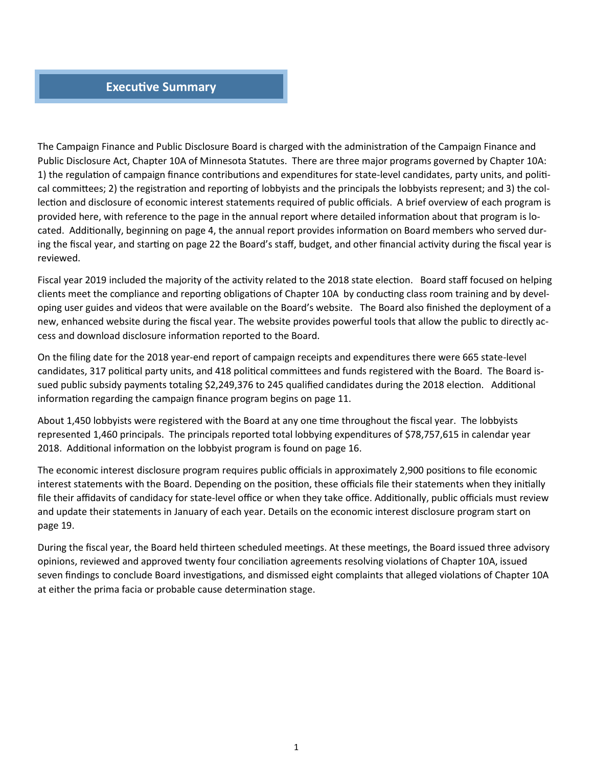# Executive Summary

The Campaign Finance and Public Disclosure Board is charged with the administration of the Campaign Finance and Public Disclosure Act, Chapter 10A of Minnesota Statutes. There are three major programs governed by Chapter 10A: 1) the regulation of campaign finance contributions and expenditures for state-level candidates, party units, and political committees; 2) the registration and reporting of lobbyists and the principals the lobbyists represent; and 3) the collection and disclosure of economic interest statements required of public officials. A brief overview of each program is provided here, with reference to the page in the annual report where detailed information about that program is located. Additionally, beginning on page 4, the annual report provides information on Board members who served during the fiscal year, and starting on page 22 the Board's staff, budget, and other financial activity during the fiscal year is reviewed.

Fiscal year 2019 included the majority of the activity related to the 2018 state election. Board staff focused on helping clients meet the compliance and reporting obligations of Chapter 10A by conducting class room training and by developing user guides and videos that were available on the Board's website. The Board also finished the deployment of a new, enhanced website during the fiscal year. The website provides powerful tools that allow the public to directly access and download disclosure information reported to the Board.

On the filing date for the 2018 year-end report of campaign receipts and expenditures there were 665 state-level candidates, 317 political party units, and 418 political committees and funds registered with the Board. The Board issued public subsidy payments totaling $2,249,376 to 245 qualified candidates during the 2018 election. Additional information regarding the campaign finance program begins on page 11.

About 1,450 lobbyists were registered with the Board at any one time throughout the fiscal year. The lobbyists represented 1,460 principals. The principals reported total lobbying expenditures of $78,757,615 in calendar year 2018. Additional information on the lobbyist program is found on page 16.

The economic interest disclosure program requires public officials in approximately 2,900 positions to file economic interest statements with the Board. Depending on the position, these officials file their statements when they initially file their affidavits of candidacy for state-level office or when they take office. Additionally, public officials must review and update their statements in January of each year. Details on the economic interest disclosure program start on page 19.

During the fiscal year, the Board held thirteen scheduled meetings. At these meetings, the Board issued three advisory opinions, reviewed and approved twenty four conciliation agreements resolving violations of Chapter 10A, issued seven findings to conclude Board investigations, and dismissed eight complaints that alleged violations of Chapter 10A at either the prima facia or probable cause determination stage.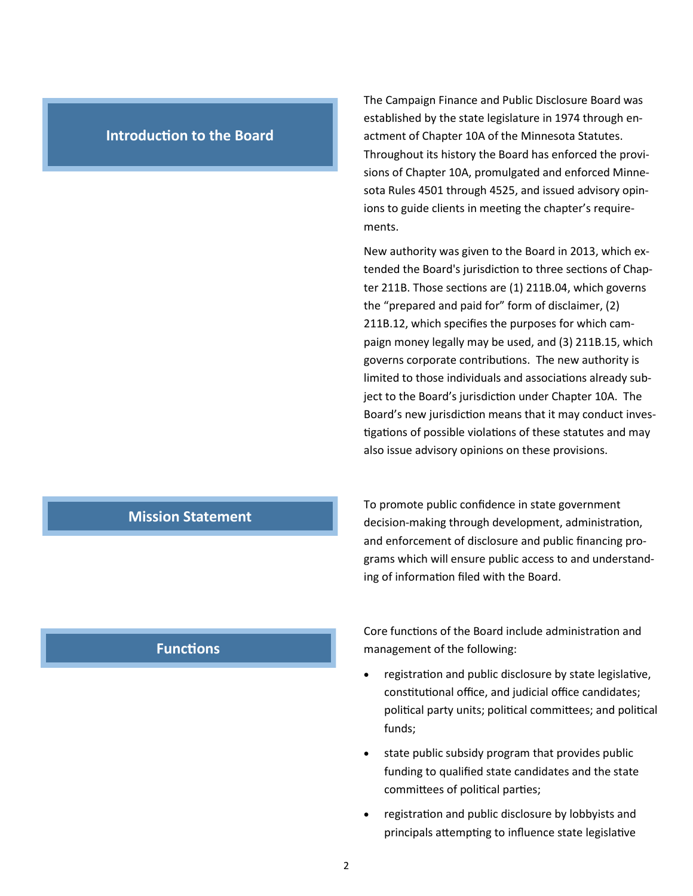## Introduction to the Board

The Campaign Finance and Public Disclosure Board was established by the state legislature in 1974 through enactment of Chapter 10A of the Minnesota Statutes. Throughout its history the Board has enforced the provisions of Chapter 10A, promulgated and enforced Minnesota Rules 4501 through 4525, and issued advisory opinions to guide clients in meeting the chapter's requirements.

New authority was given to the Board in 2013, which extended the Board's jurisdiction to three sections of Chapter 211B. Those sections are (1) 211B.04, which governs the "prepared and paid for" form of disclaimer, (2) 211B.12, which specifies the purposes for which campaign money legally may be used, and (3) 211B.15, which governs corporate contributions. The new authority is limited to those individuals and associations already subject to the Board's jurisdiction under Chapter 10A. The Board's new jurisdiction means that it may conduct investigations of possible violations of these statutes and may also issue advisory opinions on these provisions.

## Mission Statement

To promote public confidence in state government decision-making through development, administration, and enforcement of disclosure and public financing programs which will ensure public access to and understanding of information filed with the Board.

## Functions

Core functions of the Board include administration and management of the following:

- registration and public disclosure by state legislative, constitutional office, and judicial office candidates; political party units; political committees; and political funds;
- state public subsidy program that provides public funding to qualified state candidates and the state committees of political parties;
- registration and public disclosure by lobbyists and principals attempting to influence state legislative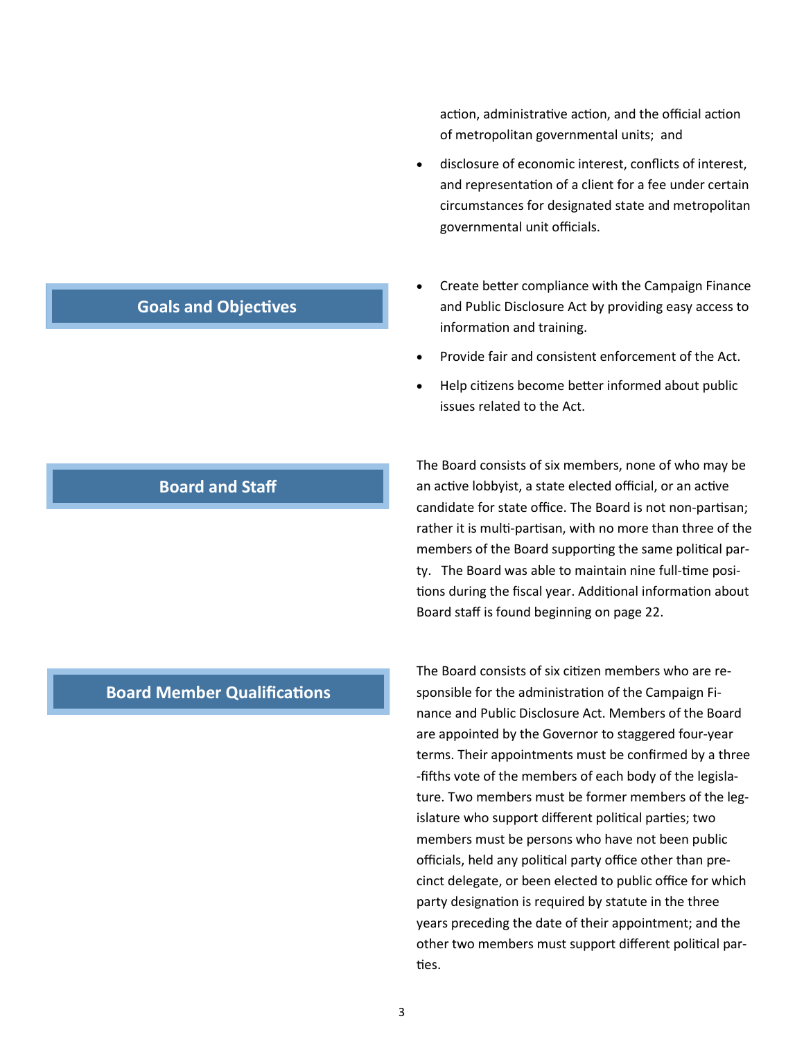action, administrative action, and the official action of metropolitan governmental units; and

- disclosure of economic interest, conflicts of interest, and representation of a client for a fee under certain circumstances for designated state and metropolitan governmental unit officials.

## Goals and Objectives

- Create better compliance with the Campaign Finance and Public Disclosure Act by providing easy access to information and training.
- Provide fair and consistent enforcement of the Act.
- Help citizens become better informed about public issues related to the Act.

## Board and Staff

The Board consists of six members, none of who may be an active lobbyist, a state elected official, or an active candidate for state office. The Board is not non-partisan; rather it is multi-partisan, with no more than three of the members of the Board supporting the same political party. The Board was able to maintain nine full-time positions during the fiscal year. Additional information about Board staff is found beginning on page 22.

## Board Member Qualifications

The Board consists of six citizen members who are responsible for the administration of the Campaign Finance and Public Disclosure Act. Members of the Board are appointed by the Governor to staggered four-year terms. Their appointments must be confirmed by a three-fifths vote of the members of each body of the legislature. Two members must be former members of the legislature who support different political parties; two members must be persons who have not been public officials, held any political party office other than precinct delegate, or been elected to public office for which party designation is required by statute in the three years preceding the date of their appointment; and the other two members must support different political parties.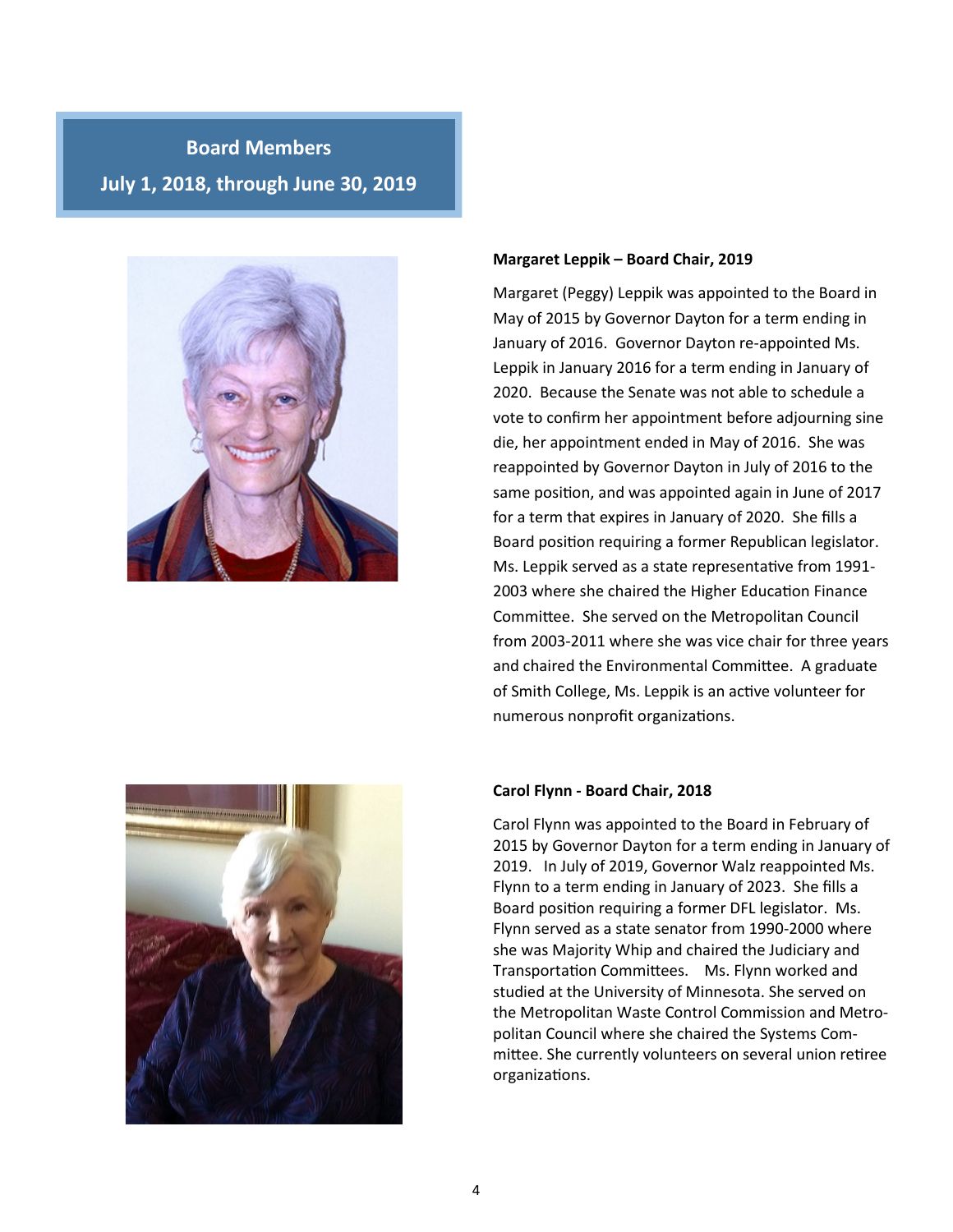## Board Members

## July 1, 2018, through June 30, 2019

**Margaret Leppik – Board Chair, 2019**

Margaret (Peggy) Leppik was appointed to the Board in May of 2015 by Governor Dayton for a term ending in January of 2016. Governor Dayton re-appointed Ms. Leppik in January 2016 for a term ending in January of 2020. Because the Senate was not able to schedule a vote to confirm her appointment before adjourning sine die, her appointment ended in May of 2016. She was reappointed by Governor Dayton in July of 2016 to the same position, and was appointed again in June of 2017 for a term that expires in January of 2020. She fills a Board position requiring a former Republican legislator. Ms. Leppik served as a state representative from 1991-2003 where she chaired the Higher Education Finance Committee. She served on the Metropolitan Council from 2003-2011 where she was vice chair for three years and chaired the Environmental Committee. A graduate of Smith College, Ms. Leppik is an active volunteer for numerous nonprofit organizations.

**Carol Flynn - Board Chair, 2018**

Carol Flynn was appointed to the Board in February of 2015 by Governor Dayton for a term ending in January of 2019. In July of 2019, Governor Walz reappointed Ms. Flynn to a term ending in January of 2023. She fills a Board position requiring a former DFL legislator. Ms. Flynn served as a state senator from 1990-2000 where she was Majority Whip and chaired the Judiciary and Transportation Committees. Ms. Flynn worked and studied at the University of Minnesota. She served on the Metropolitan Waste Control Commission and Metropolitan Council where she chaired the Systems Committee. She currently volunteers on several union retiree organizations.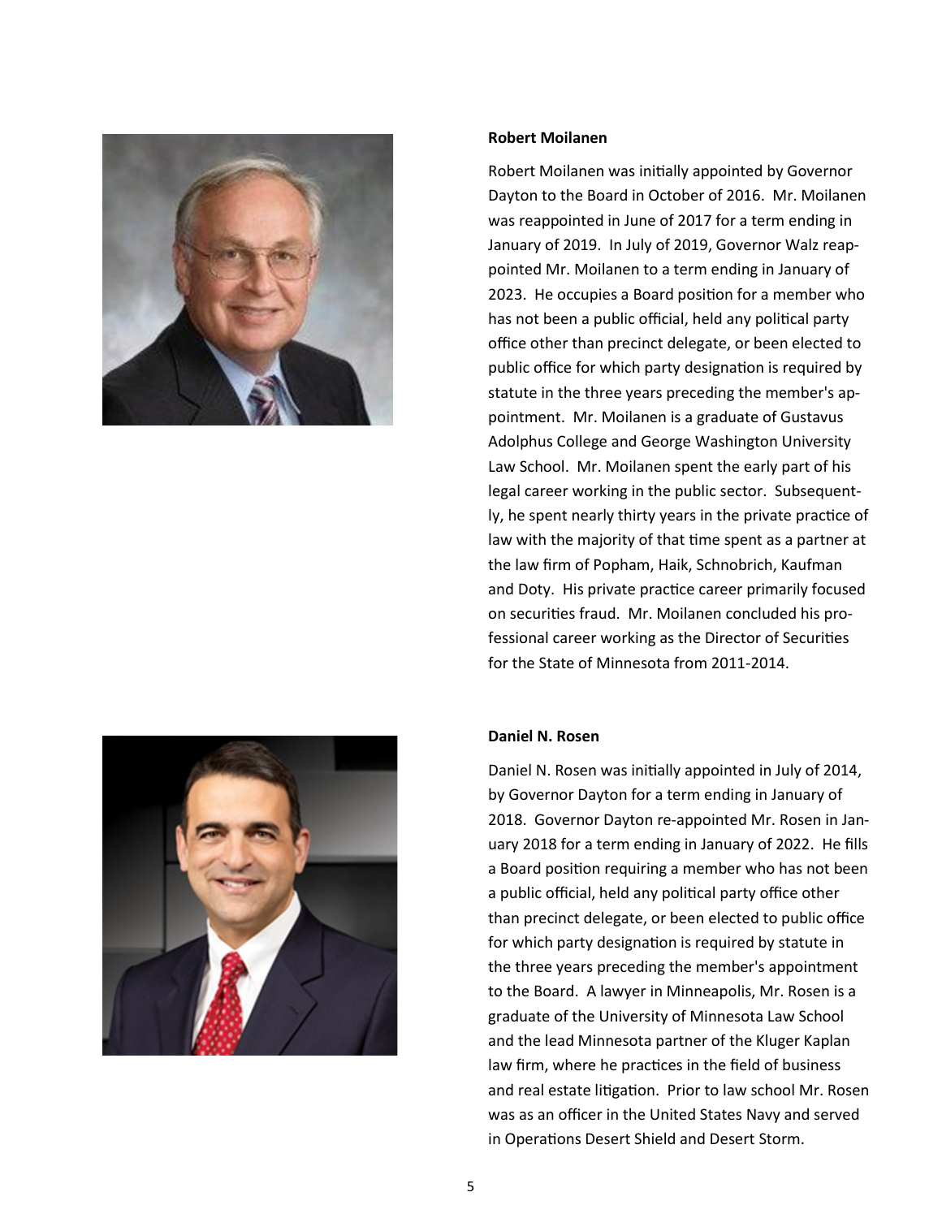**Robert Moilanen**

Robert Moilanen was initially appointed by Governor Dayton to the Board in October of 2016. Mr. Moilanen was reappointed in June of 2017 for a term ending in January of 2019. In July of 2019, Governor Walz reappointed Mr. Moilanen to a term ending in January of 2023. He occupies a Board position for a member who has not been a public official, held any political party office other than precinct delegate, or been elected to public office for which party designation is required by statute in the three years preceding the member's appointment. Mr. Moilanen is a graduate of Gustavus Adolphus College and George Washington University Law School. Mr. Moilanen spent the early part of his legal career working in the public sector. Subsequently, he spent nearly thirty years in the private practice of law with the majority of that time spent as a partner at the law firm of Popham, Haik, Schnobrich, Kaufman and Doty. His private practice career primarily focused on securities fraud. Mr. Moilanen concluded his professional career working as the Director of Securities for the State of Minnesota from 2011-2014.

**Daniel N. Rosen**

Daniel N. Rosen was initially appointed in July of 2014, by Governor Dayton for a term ending in January of 2018. Governor Dayton re-appointed Mr. Rosen in January 2018 for a term ending in January of 2022. He fills a Board position requiring a member who has not been a public official, held any political party office other than precinct delegate, or been elected to public office for which party designation is required by statute in the three years preceding the member's appointment to the Board. A lawyer in Minneapolis, Mr. Rosen is a graduate of the University of Minnesota Law School and the lead Minnesota partner of the Kluger Kaplan law firm, where he practices in the field of business and real estate litigation. Prior to law school Mr. Rosen was as an officer in the United States Navy and served in Operations Desert Shield and Desert Storm.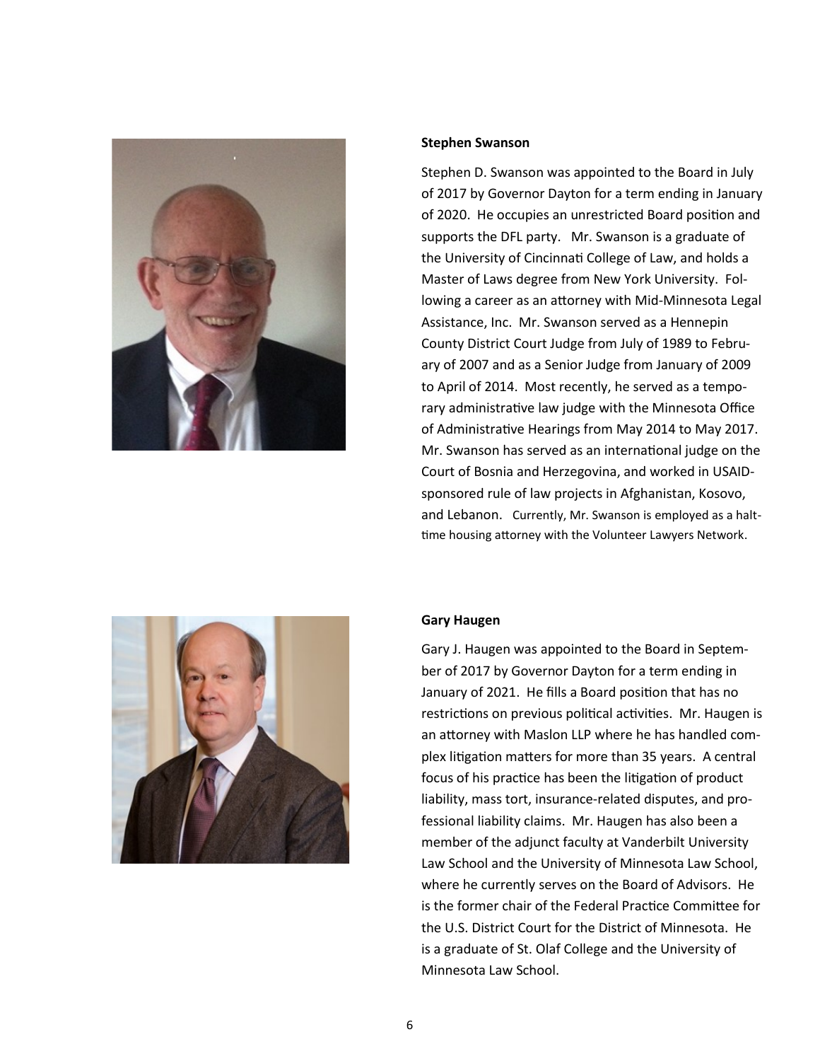**Stephen Swanson**

Stephen D. Swanson was appointed to the Board in July of 2017 by Governor Dayton for a term ending in January of 2020. He occupies an unrestricted Board position and supports the DFL party. Mr. Swanson is a graduate of the University of Cincinnati College of Law, and holds a Master of Laws degree from New York University. Following a career as an attorney with Mid-Minnesota Legal Assistance, Inc. Mr. Swanson served as a Hennepin County District Court Judge from July of 1989 to February of 2007 and as a Senior Judge from January of 2009 to April of 2014. Most recently, he served as a temporary administrative law judge with the Minnesota Office of Administrative Hearings from May 2014 to May 2017. Mr. Swanson has served as an international judge on the Court of Bosnia and Herzegovina, and worked in USAID-sponsored rule of law projects in Afghanistan, Kosovo, and Lebanon. Currently, Mr. Swanson is employed as a halt-time housing attorney with the Volunteer Lawyers Network.

**Gary Haugen**

Gary J. Haugen was appointed to the Board in September of 2017 by Governor Dayton for a term ending in January of 2021. He fills a Board position that has no restrictions on previous political activities. Mr. Haugen is an attorney with Maslon LLP where he has handled complex litigation matters for more than 35 years. A central focus of his practice has been the litigation of product liability, mass tort, insurance-related disputes, and professional liability claims. Mr. Haugen has also been a member of the adjunct faculty at Vanderbilt University Law School and the University of Minnesota Law School, where he currently serves on the Board of Advisors. He is the former chair of the Federal Practice Committee for the U.S. District Court for the District of Minnesota. He is a graduate of St. Olaf College and the University of Minnesota Law School.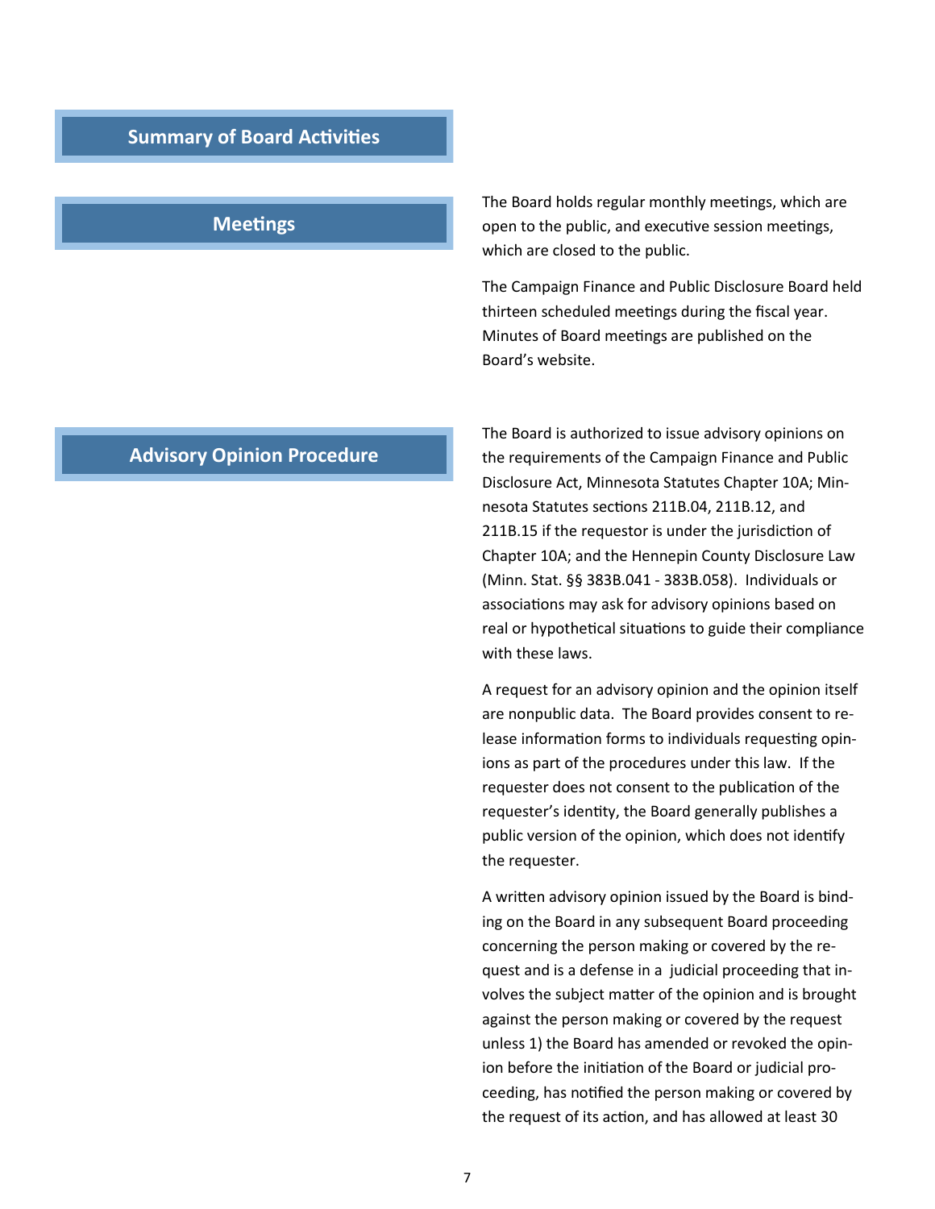## Summary of Board Activities

### Meetings

The Board holds regular monthly meetings, which are open to the public, and executive session meetings, which are closed to the public.

The Campaign Finance and Public Disclosure Board held thirteen scheduled meetings during the fiscal year. Minutes of Board meetings are published on the Board's website.

### Advisory Opinion Procedure

The Board is authorized to issue advisory opinions on the requirements of the Campaign Finance and Public Disclosure Act, Minnesota Statutes Chapter 10A; Minnesota Statutes sections 211B.04, 211B.12, and 211B.15 if the requestor is under the jurisdiction of Chapter 10A; and the Hennepin County Disclosure Law (Minn. Stat. §§ 383B.041 - 383B.058). Individuals or associations may ask for advisory opinions based on real or hypothetical situations to guide their compliance with these laws.

A request for an advisory opinion and the opinion itself are nonpublic data. The Board provides consent to release information forms to individuals requesting opinions as part of the procedures under this law. If the requester does not consent to the publication of the requester's identity, the Board generally publishes a public version of the opinion, which does not identify the requester.

A written advisory opinion issued by the Board is binding on the Board in any subsequent Board proceeding concerning the person making or covered by the request and is a defense in a judicial proceeding that involves the subject matter of the opinion and is brought against the person making or covered by the request unless 1) the Board has amended or revoked the opinion before the initiation of the Board or judicial proceeding, has notified the person making or covered by the request of its action, and has allowed at least 30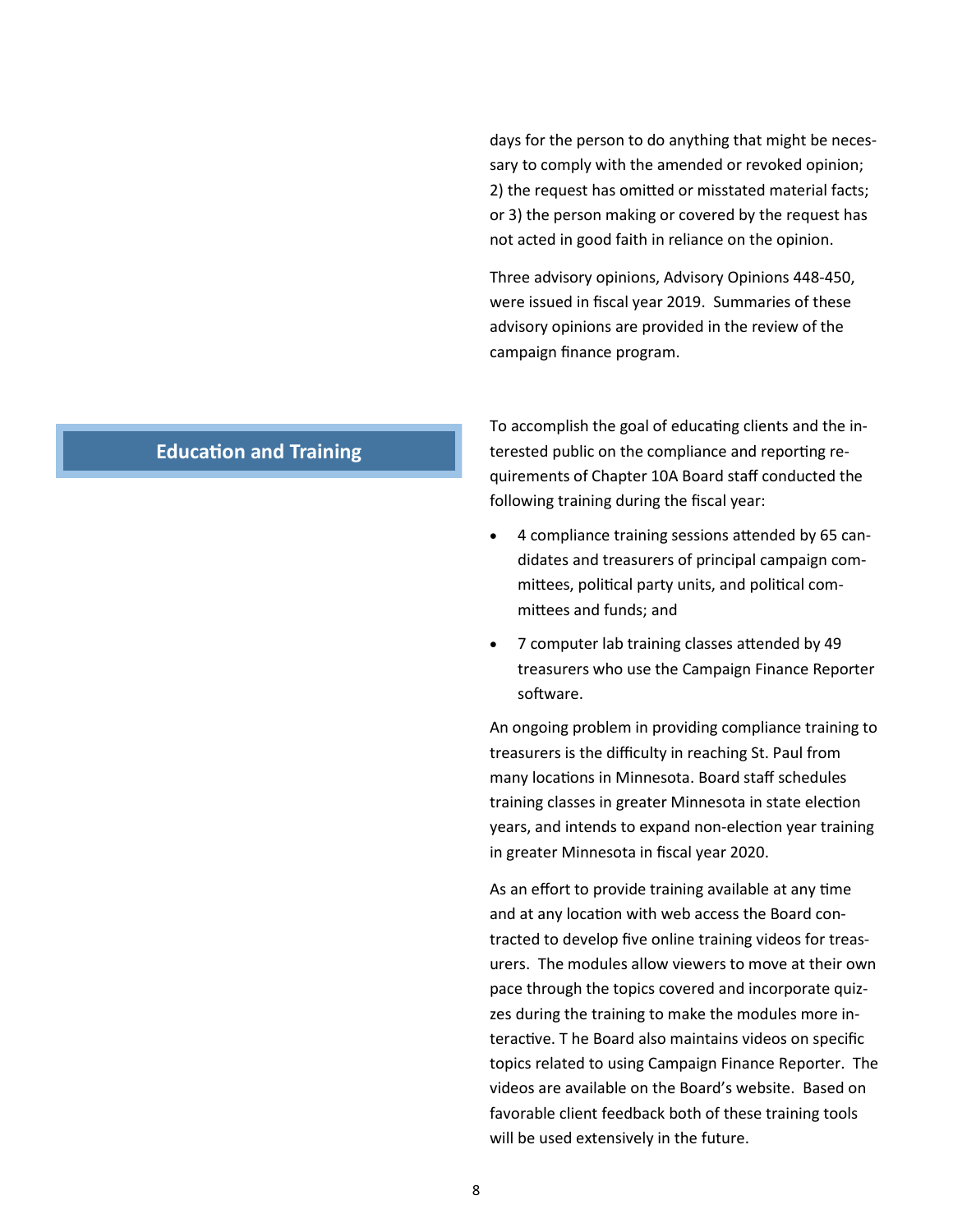days for the person to do anything that might be necessary to comply with the amended or revoked opinion; 2) the request has omitted or misstated material facts; or 3) the person making or covered by the request has not acted in good faith in reliance on the opinion.

Three advisory opinions, Advisory Opinions 448-450, were issued in fiscal year 2019. Summaries of these advisory opinions are provided in the review of the campaign finance program.

## Education and Training

To accomplish the goal of educating clients and the interested public on the compliance and reporting requirements of Chapter 10A Board staff conducted the following training during the fiscal year:

- 4 compliance training sessions attended by 65 candidates and treasurers of principal campaign committees, political party units, and political committees and funds; and
- 7 computer lab training classes attended by 49 treasurers who use the Campaign Finance Reporter software.

An ongoing problem in providing compliance training to treasurers is the difficulty in reaching St. Paul from many locations in Minnesota. Board staff schedules training classes in greater Minnesota in state election years, and intends to expand non-election year training in greater Minnesota in fiscal year 2020.

As an effort to provide training available at any time and at any location with web access the Board contracted to develop five online training videos for treasurers. The modules allow viewers to move at their own pace through the topics covered and incorporate quizzes during the training to make the modules more interactive. T he Board also maintains videos on specific topics related to using Campaign Finance Reporter. The videos are available on the Board's website. Based on favorable client feedback both of these training tools will be used extensively in the future.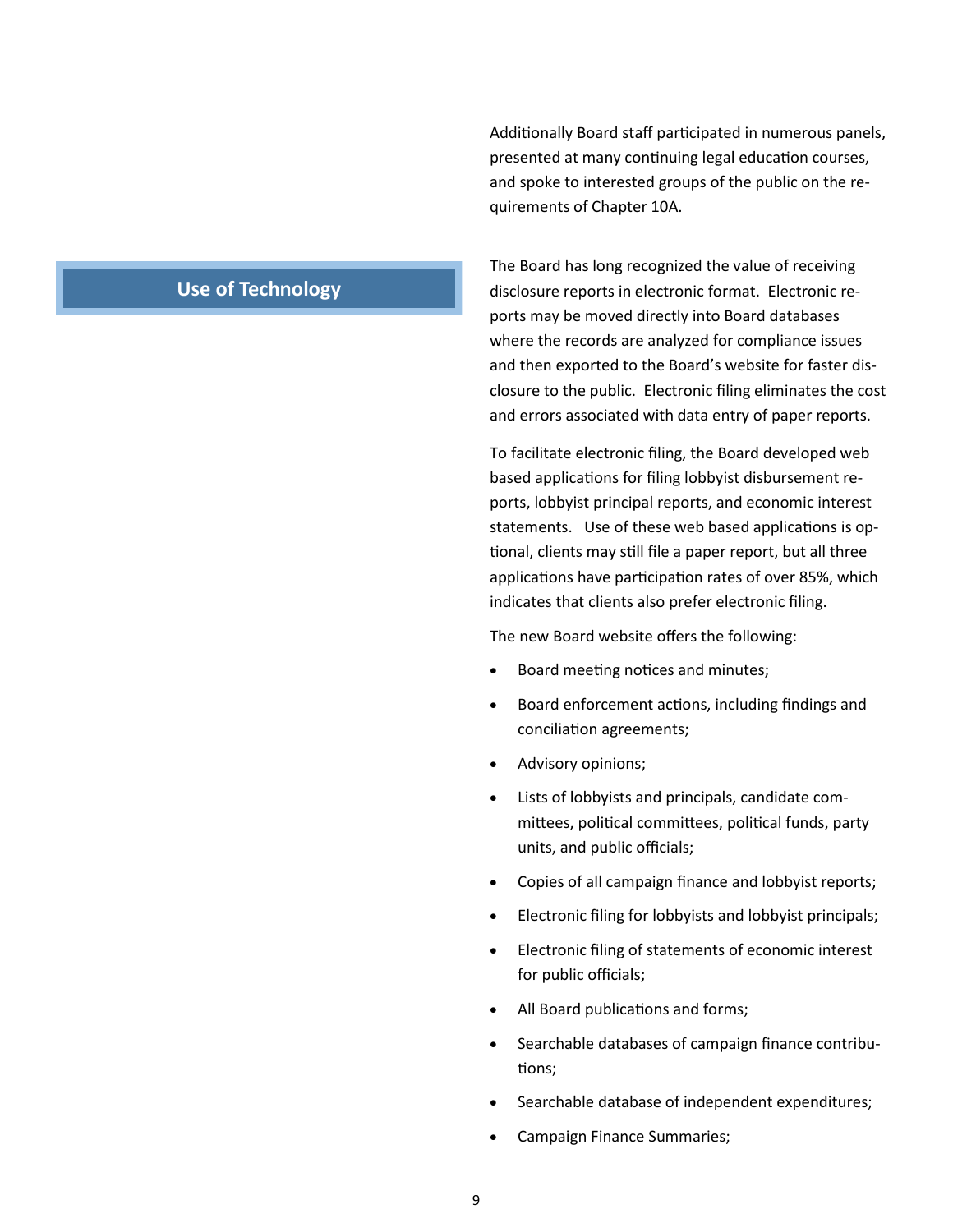Additionally Board staff participated in numerous panels, presented at many continuing legal education courses, and spoke to interested groups of the public on the requirements of Chapter 10A.

## Use of Technology

The Board has long recognized the value of receiving disclosure reports in electronic format. Electronic reports may be moved directly into Board databases where the records are analyzed for compliance issues and then exported to the Board's website for faster disclosure to the public. Electronic filing eliminates the cost and errors associated with data entry of paper reports.

To facilitate electronic filing, the Board developed web based applications for filing lobbyist disbursement reports, lobbyist principal reports, and economic interest statements. Use of these web based applications is optional, clients may still file a paper report, but all three applications have participation rates of over 85%, which indicates that clients also prefer electronic filing.

The new Board website offers the following:

- Board meeting notices and minutes;
- Board enforcement actions, including findings and conciliation agreements;
- Advisory opinions;
- Lists of lobbyists and principals, candidate committees, political committees, political funds, party units, and public officials;
- Copies of all campaign finance and lobbyist reports;
- Electronic filing for lobbyists and lobbyist principals;
- Electronic filing of statements of economic interest for public officials;
- All Board publications and forms;
- Searchable databases of campaign finance contributions;
- Searchable database of independent expenditures;
- Campaign Finance Summaries;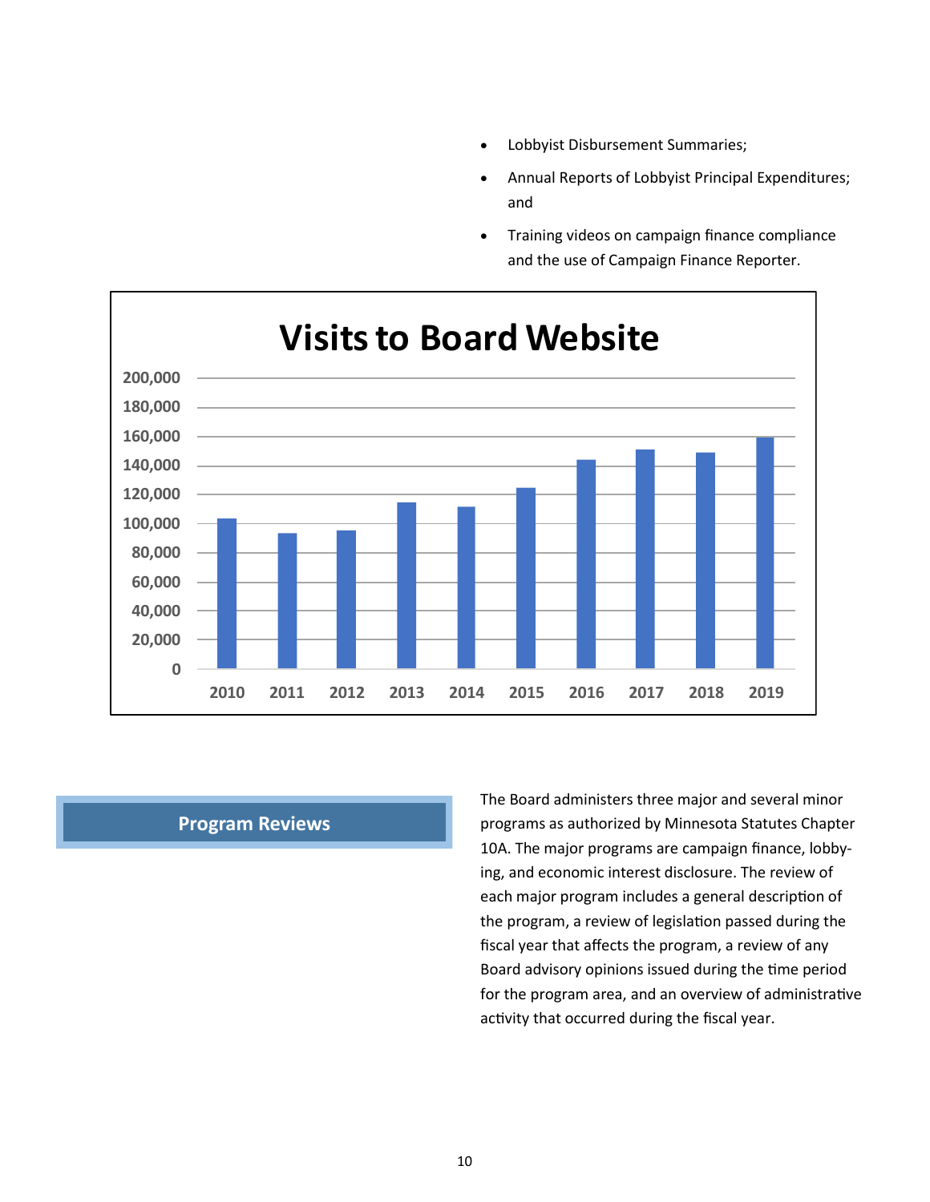- Lobbyist Disbursement Summaries;
- Annual Reports of Lobbyist Principal Expenditures; and
- Training videos on campaign finance compliance and the use of Campaign Finance Reporter.

**Visits to Board Website**

| Year | Visits (approx.) |
|---|---|
| 2010 | 103,000 |
| 2011 | 93,000 |
| 2012 | 95,000 |
| 2013 | 114,000 |
| 2014 | 111,000 |
| 2015 | 124,000 |
| 2016 | 144,000 |
| 2017 | 151,000 |
| 2018 | 149,000 |
| 2019 | 159,000 |

## Program Reviews

The Board administers three major and several minor programs as authorized by Minnesota Statutes Chapter 10A. The major programs are campaign finance, lobbying, and economic interest disclosure. The review of each major program includes a general description of the program, a review of legislation passed during the fiscal year that affects the program, a review of any Board advisory opinions issued during the time period for the program area, and an overview of administrative activity that occurred during the fiscal year.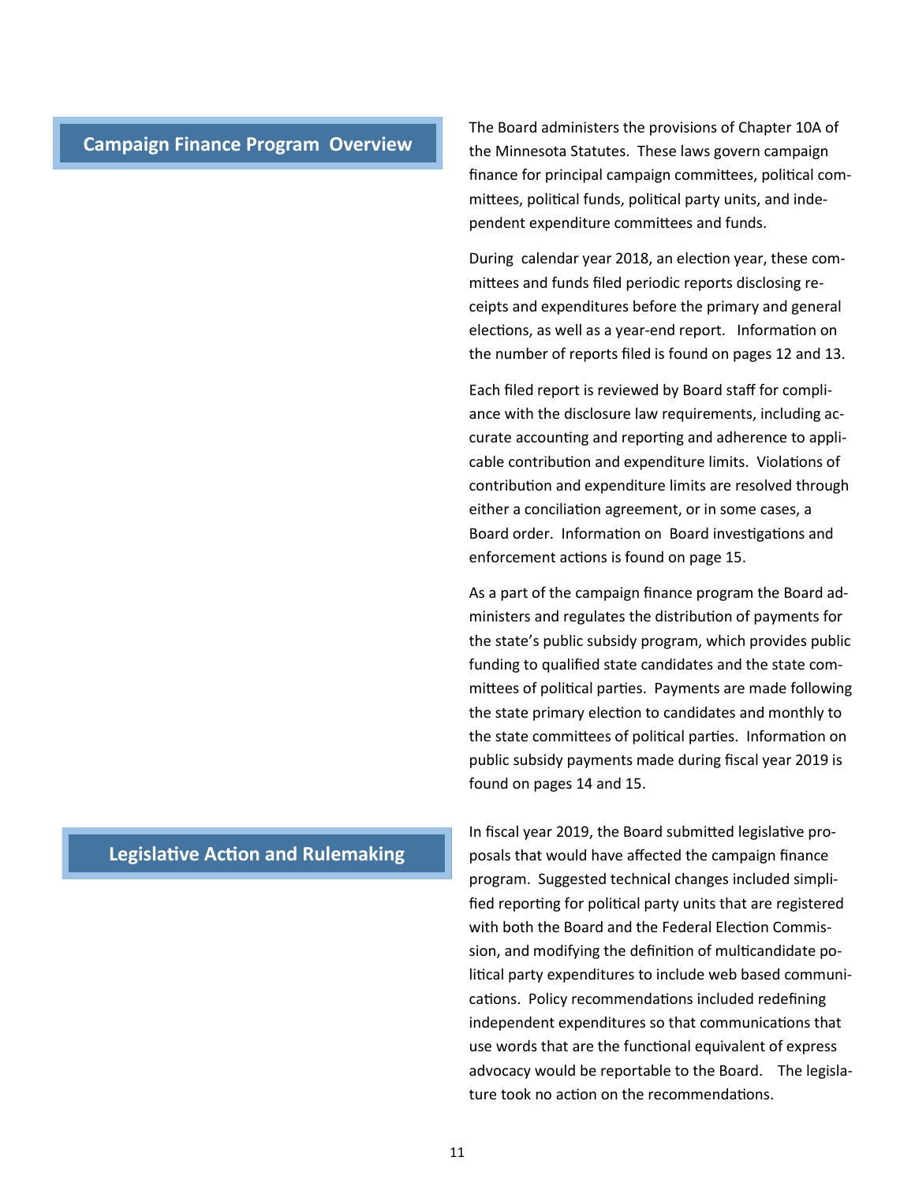## Campaign Finance Program Overview

The Board administers the provisions of Chapter 10A of the Minnesota Statutes. These laws govern campaign finance for principal campaign committees, political committees, political funds, political party units, and independent expenditure committees and funds.

During calendar year 2018, an election year, these committees and funds filed periodic reports disclosing receipts and expenditures before the primary and general elections, as well as a year-end report. Information on the number of reports filed is found on pages 12 and 13.

Each filed report is reviewed by Board staff for compliance with the disclosure law requirements, including accurate accounting and reporting and adherence to applicable contribution and expenditure limits. Violations of contribution and expenditure limits are resolved through either a conciliation agreement, or in some cases, a Board order. Information on Board investigations and enforcement actions is found on page 15.

As a part of the campaign finance program the Board administers and regulates the distribution of payments for the state's public subsidy program, which provides public funding to qualified state candidates and the state committees of political parties. Payments are made following the state primary election to candidates and monthly to the state committees of political parties. Information on public subsidy payments made during fiscal year 2019 is found on pages 14 and 15.

## Legislative Action and Rulemaking

In fiscal year 2019, the Board submitted legislative proposals that would have affected the campaign finance program. Suggested technical changes included simplified reporting for political party units that are registered with both the Board and the Federal Election Commission, and modifying the definition of multicandidate political party expenditures to include web based communications. Policy recommendations included redefining independent expenditures so that communications that use words that are the functional equivalent of express advocacy would be reportable to the Board. The legislature took no action on the recommendations.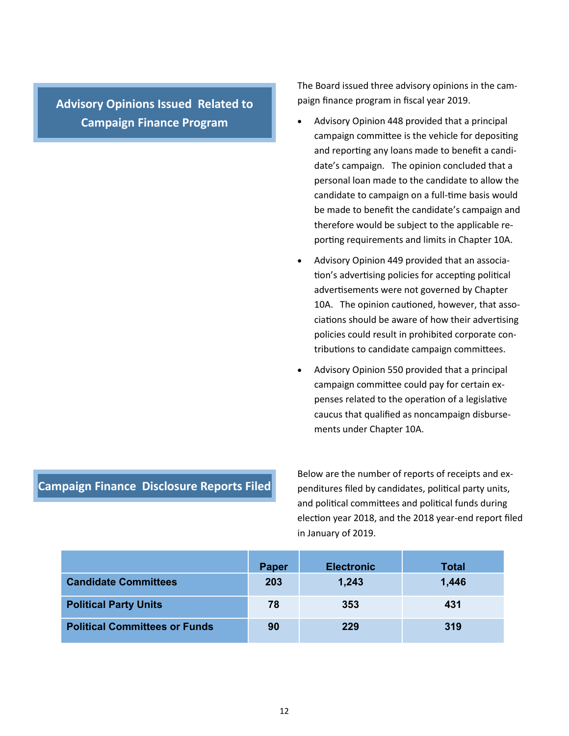## Advisory Opinions Issued Related to Campaign Finance Program

The Board issued three advisory opinions in the campaign finance program in fiscal year 2019.

- Advisory Opinion 448 provided that a principal campaign committee is the vehicle for depositing and reporting any loans made to benefit a candidate's campaign. The opinion concluded that a personal loan made to the candidate to allow the candidate to campaign on a full-time basis would be made to benefit the candidate's campaign and therefore would be subject to the applicable reporting requirements and limits in Chapter 10A.
- Advisory Opinion 449 provided that an association's advertising policies for accepting political advertisements were not governed by Chapter 10A. The opinion cautioned, however, that associations should be aware of how their advertising policies could result in prohibited corporate contributions to candidate campaign committees.
- Advisory Opinion 550 provided that a principal campaign committee could pay for certain expenses related to the operation of a legislative caucus that qualified as noncampaign disbursements under Chapter 10A.

## Campaign Finance Disclosure Reports Filed

Below are the number of reports of receipts and expenditures filed by candidates, political party units, and political committees and political funds during election year 2018, and the 2018 year-end report filed in January of 2019.

| | Paper | Electronic | Total |
|---|---|---|---|
| **Candidate Committees** | 203 | 1,243 | 1,446 |
| **Political Party Units** | 78 | 353 | 431 |
| **Political Committees or Funds** | 90 | 229 | 319 |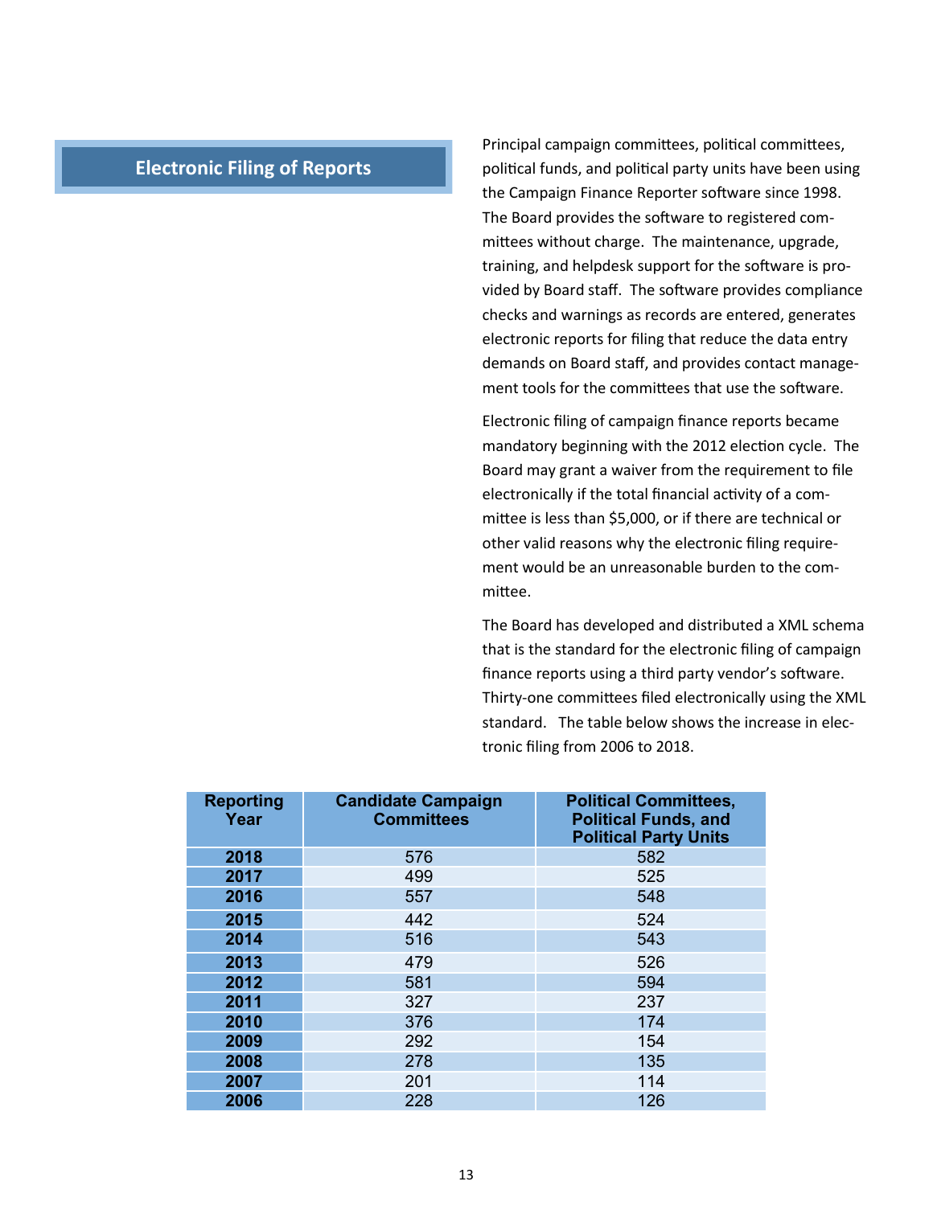## Electronic Filing of Reports

Principal campaign committees, political committees, political funds, and political party units have been using the Campaign Finance Reporter software since 1998. The Board provides the software to registered committees without charge. The maintenance, upgrade, training, and helpdesk support for the software is provided by Board staff. The software provides compliance checks and warnings as records are entered, generates electronic reports for filing that reduce the data entry demands on Board staff, and provides contact management tools for the committees that use the software.

Electronic filing of campaign finance reports became mandatory beginning with the 2012 election cycle. The Board may grant a waiver from the requirement to file electronically if the total financial activity of a committee is less than $5,000, or if there are technical or other valid reasons why the electronic filing requirement would be an unreasonable burden to the committee.

The Board has developed and distributed a XML schema that is the standard for the electronic filing of campaign finance reports using a third party vendor's software. Thirty-one committees filed electronically using the XML standard. The table below shows the increase in electronic filing from 2006 to 2018.

| Reporting Year | Candidate Campaign Committees | Political Committees, Political Funds, and Political Party Units |
|---|---|---|
| 2018 | 576 | 582 |
| 2017 | 499 | 525 |
| 2016 | 557 | 548 |
| 2015 | 442 | 524 |
| 2014 | 516 | 543 |
| 2013 | 479 | 526 |
| 2012 | 581 | 594 |
| 2011 | 327 | 237 |
| 2010 | 376 | 174 |
| 2009 | 292 | 154 |
| 2008 | 278 | 135 |
| 2007 | 201 | 114 |
| 2006 | 228 | 126 |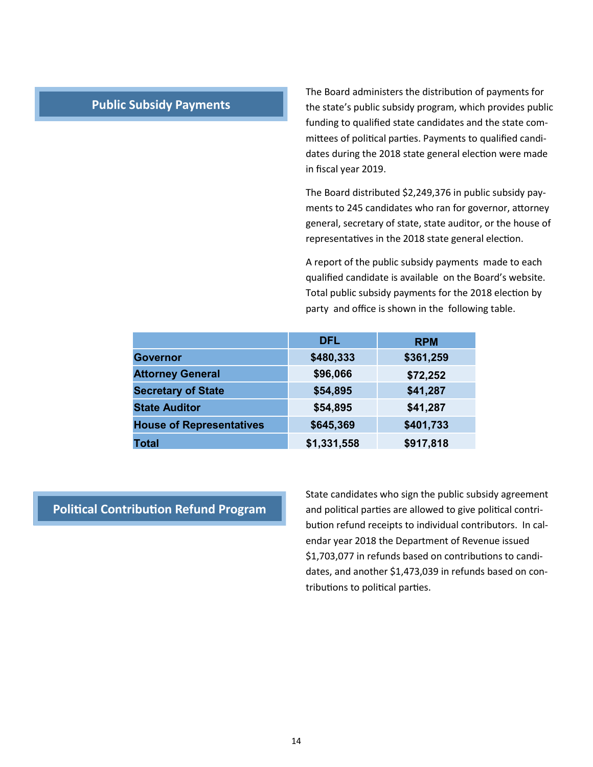## Public Subsidy Payments

The Board administers the distribution of payments for the state's public subsidy program, which provides public funding to qualified state candidates and the state committees of political parties. Payments to qualified candidates during the 2018 state general election were made in fiscal year 2019.

The Board distributed $2,249,376 in public subsidy payments to 245 candidates who ran for governor, attorney general, secretary of state, state auditor, or the house of representatives in the 2018 state general election.

A report of the public subsidy payments made to each qualified candidate is available on the Board's website. Total public subsidy payments for the 2018 election by party and office is shown in the following table.

| | DFL | RPM |
|---|---|---|
| **Governor** | $480,333 | $361,259 |
| **Attorney General** | $96,066 | $72,252 |
| **Secretary of State** | $54,895 | $41,287 |
| **State Auditor** | $54,895 | $41,287 |
| **House of Representatives** | $645,369 | $401,733 |
| **Total** | $1,331,558 | $917,818 |

## Political Contribution Refund Program

State candidates who sign the public subsidy agreement and political parties are allowed to give political contribution refund receipts to individual contributors. In calendar year 2018 the Department of Revenue issued $1,703,077 in refunds based on contributions to candidates, and another $1,473,039 in refunds based on contributions to political parties.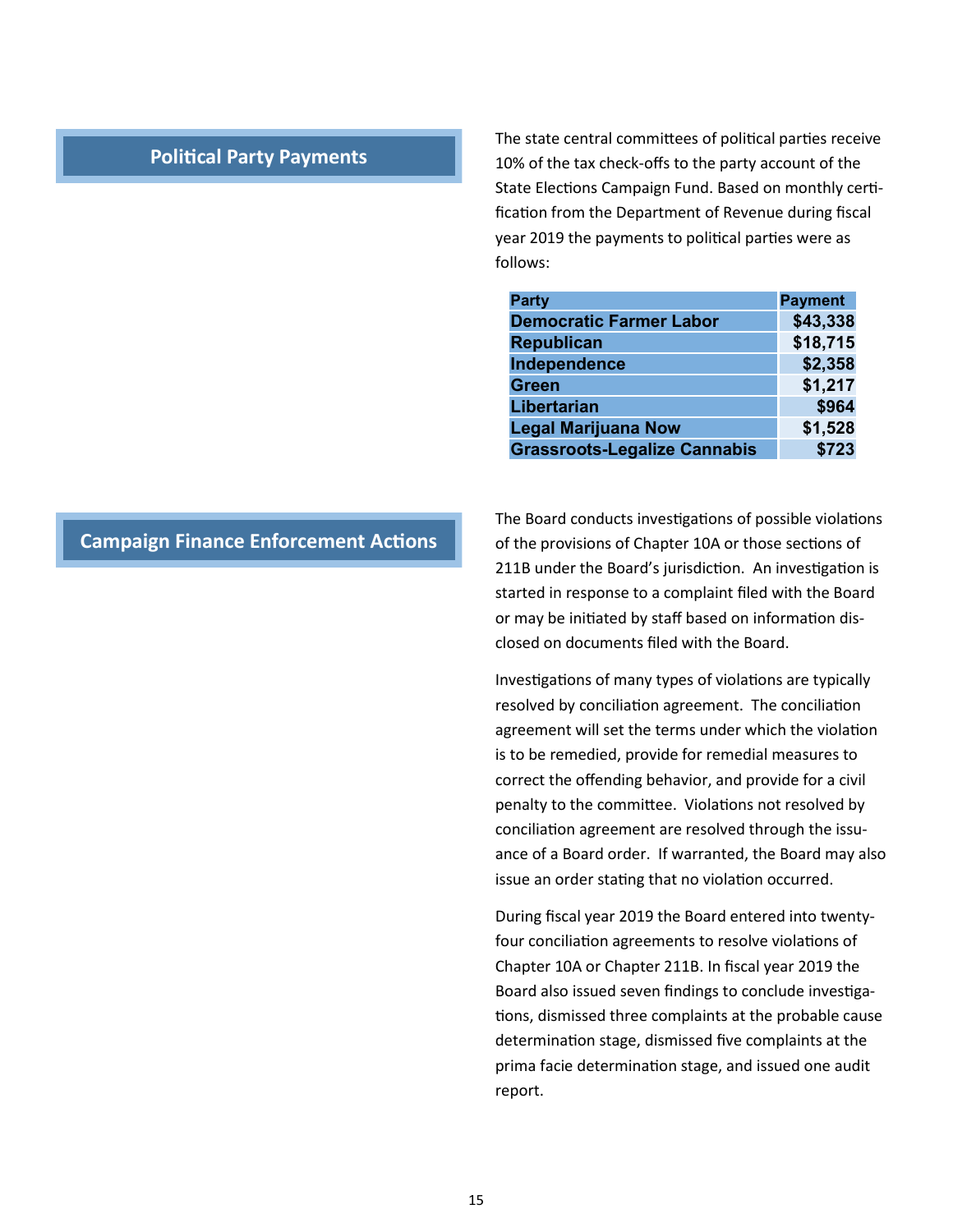## Political Party Payments

The state central committees of political parties receive 10% of the tax check-offs to the party account of the State Elections Campaign Fund. Based on monthly certification from the Department of Revenue during fiscal year 2019 the payments to political parties were as follows:

| Party | Payment |
|---|---|
| Democratic Farmer Labor | $43,338 |
| Republican | $18,715 |
| Independence | $2,358 |
| Green | $1,217 |
| Libertarian | $964 |
| Legal Marijuana Now | $1,528 |
| Grassroots-Legalize Cannabis | $723 |

## Campaign Finance Enforcement Actions

The Board conducts investigations of possible violations of the provisions of Chapter 10A or those sections of 211B under the Board's jurisdiction. An investigation is started in response to a complaint filed with the Board or may be initiated by staff based on information disclosed on documents filed with the Board.

Investigations of many types of violations are typically resolved by conciliation agreement. The conciliation agreement will set the terms under which the violation is to be remedied, provide for remedial measures to correct the offending behavior, and provide for a civil penalty to the committee. Violations not resolved by conciliation agreement are resolved through the issuance of a Board order. If warranted, the Board may also issue an order stating that no violation occurred.

During fiscal year 2019 the Board entered into twenty-four conciliation agreements to resolve violations of Chapter 10A or Chapter 211B. In fiscal year 2019 the Board also issued seven findings to conclude investigations, dismissed three complaints at the probable cause determination stage, dismissed five complaints at the prima facie determination stage, and issued one audit report.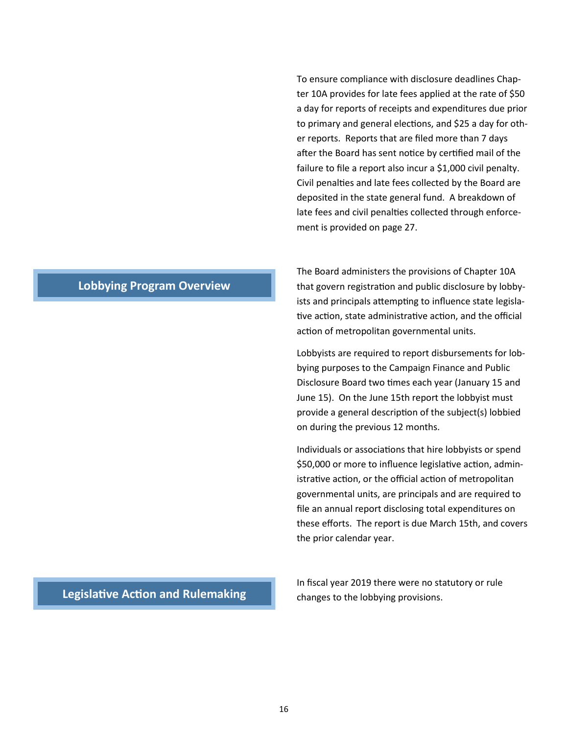To ensure compliance with disclosure deadlines Chapter 10A provides for late fees applied at the rate of $50 a day for reports of receipts and expenditures due prior to primary and general elections, and $25 a day for other reports. Reports that are filed more than 7 days after the Board has sent notice by certified mail of the failure to file a report also incur a $1,000 civil penalty. Civil penalties and late fees collected by the Board are deposited in the state general fund. A breakdown of late fees and civil penalties collected through enforcement is provided on page 27.

## Lobbying Program Overview

The Board administers the provisions of Chapter 10A that govern registration and public disclosure by lobbyists and principals attempting to influence state legislative action, state administrative action, and the official action of metropolitan governmental units.

Lobbyists are required to report disbursements for lobbying purposes to the Campaign Finance and Public Disclosure Board two times each year (January 15 and June 15). On the June 15th report the lobbyist must provide a general description of the subject(s) lobbied on during the previous 12 months.

Individuals or associations that hire lobbyists or spend $50,000 or more to influence legislative action, administrative action, or the official action of metropolitan governmental units, are principals and are required to file an annual report disclosing total expenditures on these efforts. The report is due March 15th, and covers the prior calendar year.

## Legislative Action and Rulemaking

In fiscal year 2019 there were no statutory or rule changes to the lobbying provisions.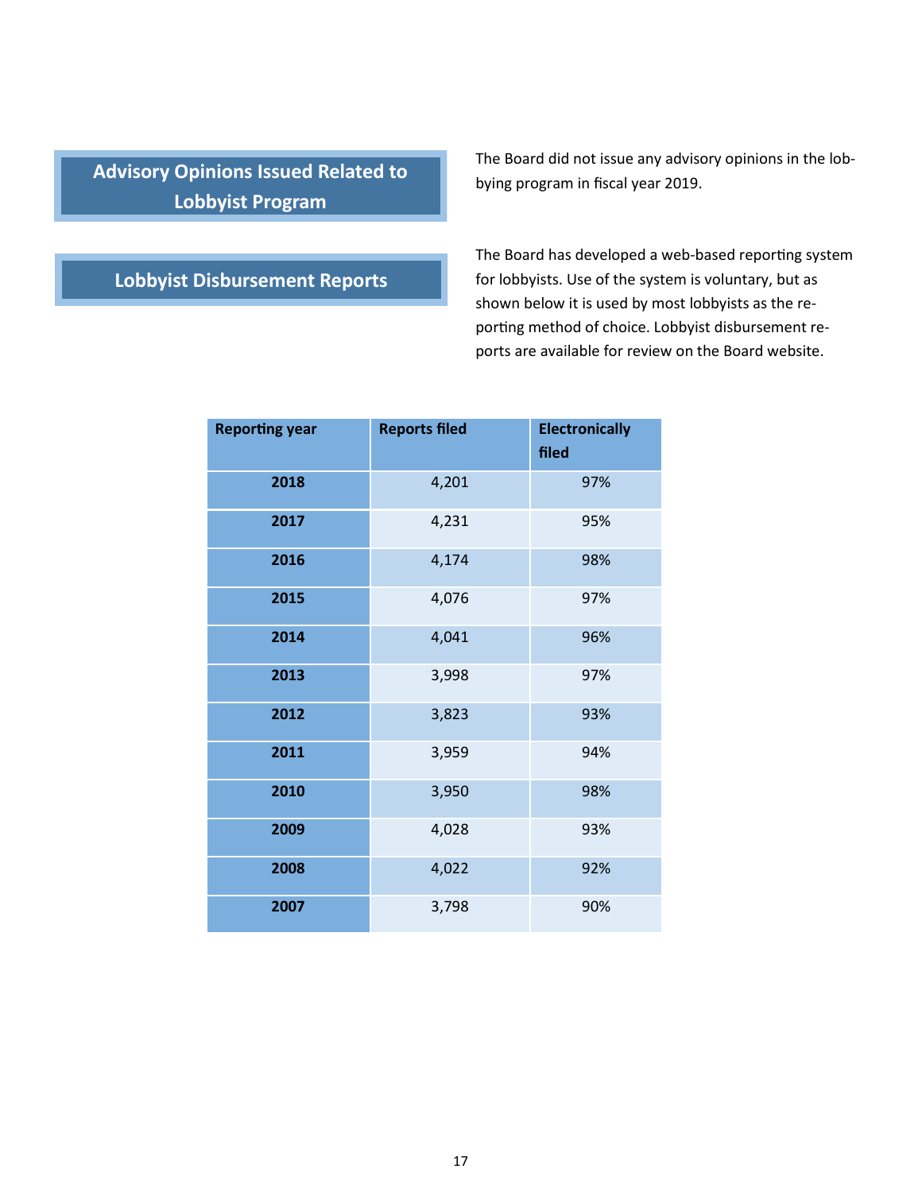## Advisory Opinions Issued Related to Lobbyist Program

The Board did not issue any advisory opinions in the lobbying program in fiscal year 2019.

## Lobbyist Disbursement Reports

The Board has developed a web-based reporting system for lobbyists. Use of the system is voluntary, but as shown below it is used by most lobbyists as the reporting method of choice. Lobbyist disbursement reports are available for review on the Board website.

| Reporting year | Reports filed | Electronically filed |
|---|---|---|
| **2018** | 4,201 | 97% |
| **2017** | 4,231 | 95% |
| **2016** | 4,174 | 98% |
| **2015** | 4,076 | 97% |
| **2014** | 4,041 | 96% |
| **2013** | 3,998 | 97% |
| **2012** | 3,823 | 93% |
| **2011** | 3,959 | 94% |
| **2010** | 3,950 | 98% |
| **2009** | 4,028 | 93% |
| **2008** | 4,022 | 92% |
| **2007** | 3,798 | 90% |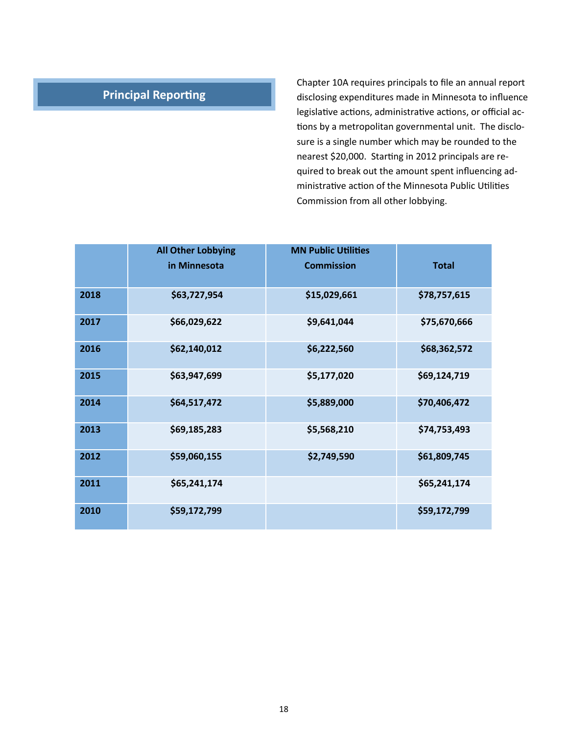## Principal Reporting

Chapter 10A requires principals to file an annual report disclosing expenditures made in Minnesota to influence legislative actions, administrative actions, or official actions by a metropolitan governmental unit. The disclosure is a single number which may be rounded to the nearest $20,000. Starting in 2012 principals are required to break out the amount spent influencing administrative action of the Minnesota Public Utilities Commission from all other lobbying.

| | All Other Lobbying in Minnesota | MN Public Utilities Commission | Total |
|---|---|---|---|
| 2018 | $63,727,954 | $15,029,661 | $78,757,615 |
| 2017 | $66,029,622 | $9,641,044 | $75,670,666 |
| 2016 | $62,140,012 | $6,222,560 | $68,362,572 |
| 2015 | $63,947,699 | $5,177,020 | $69,124,719 |
| 2014 | $64,517,472 | $5,889,000 | $70,406,472 |
| 2013 | $69,185,283 | $5,568,210 | $74,753,493 |
| 2012 | $59,060,155 | $2,749,590 | $61,809,745 |
| 2011 | $65,241,174 | | $65,241,174 |
| 2010 | $59,172,799 | | $59,172,799 |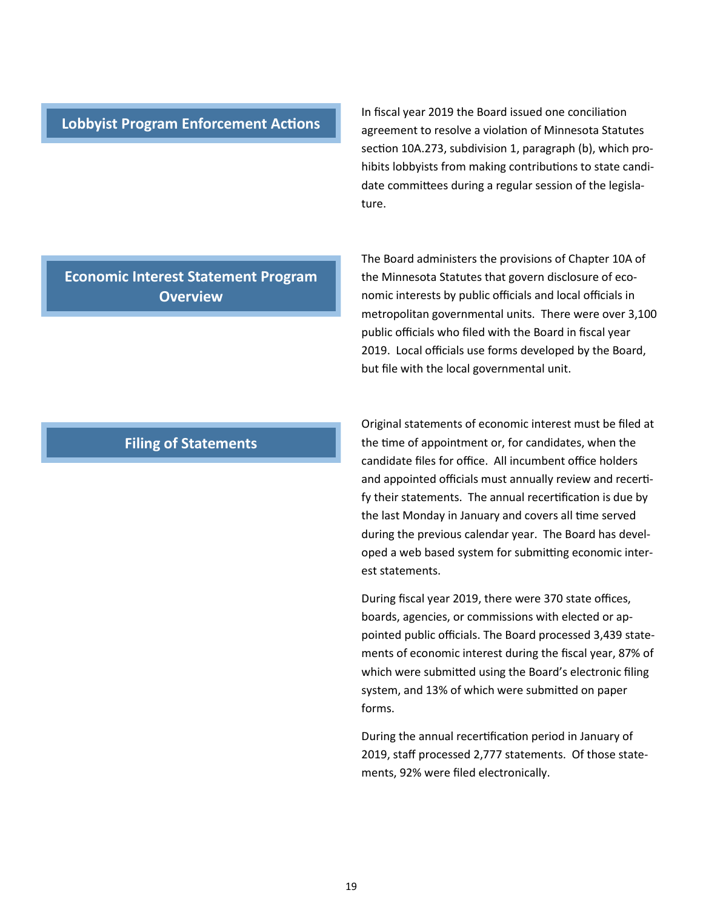## Lobbyist Program Enforcement Actions

In fiscal year 2019 the Board issued one conciliation agreement to resolve a violation of Minnesota Statutes section 10A.273, subdivision 1, paragraph (b), which prohibits lobbyists from making contributions to state candidate committees during a regular session of the legislature.

## Economic Interest Statement Program Overview

The Board administers the provisions of Chapter 10A of the Minnesota Statutes that govern disclosure of economic interests by public officials and local officials in metropolitan governmental units. There were over 3,100 public officials who filed with the Board in fiscal year 2019. Local officials use forms developed by the Board, but file with the local governmental unit.

## Filing of Statements

Original statements of economic interest must be filed at the time of appointment or, for candidates, when the candidate files for office. All incumbent office holders and appointed officials must annually review and recertify their statements. The annual recertification is due by the last Monday in January and covers all time served during the previous calendar year. The Board has developed a web based system for submitting economic interest statements.

During fiscal year 2019, there were 370 state offices, boards, agencies, or commissions with elected or appointed public officials. The Board processed 3,439 statements of economic interest during the fiscal year, 87% of which were submitted using the Board's electronic filing system, and 13% of which were submitted on paper forms.

During the annual recertification period in January of 2019, staff processed 2,777 statements. Of those statements, 92% were filed electronically.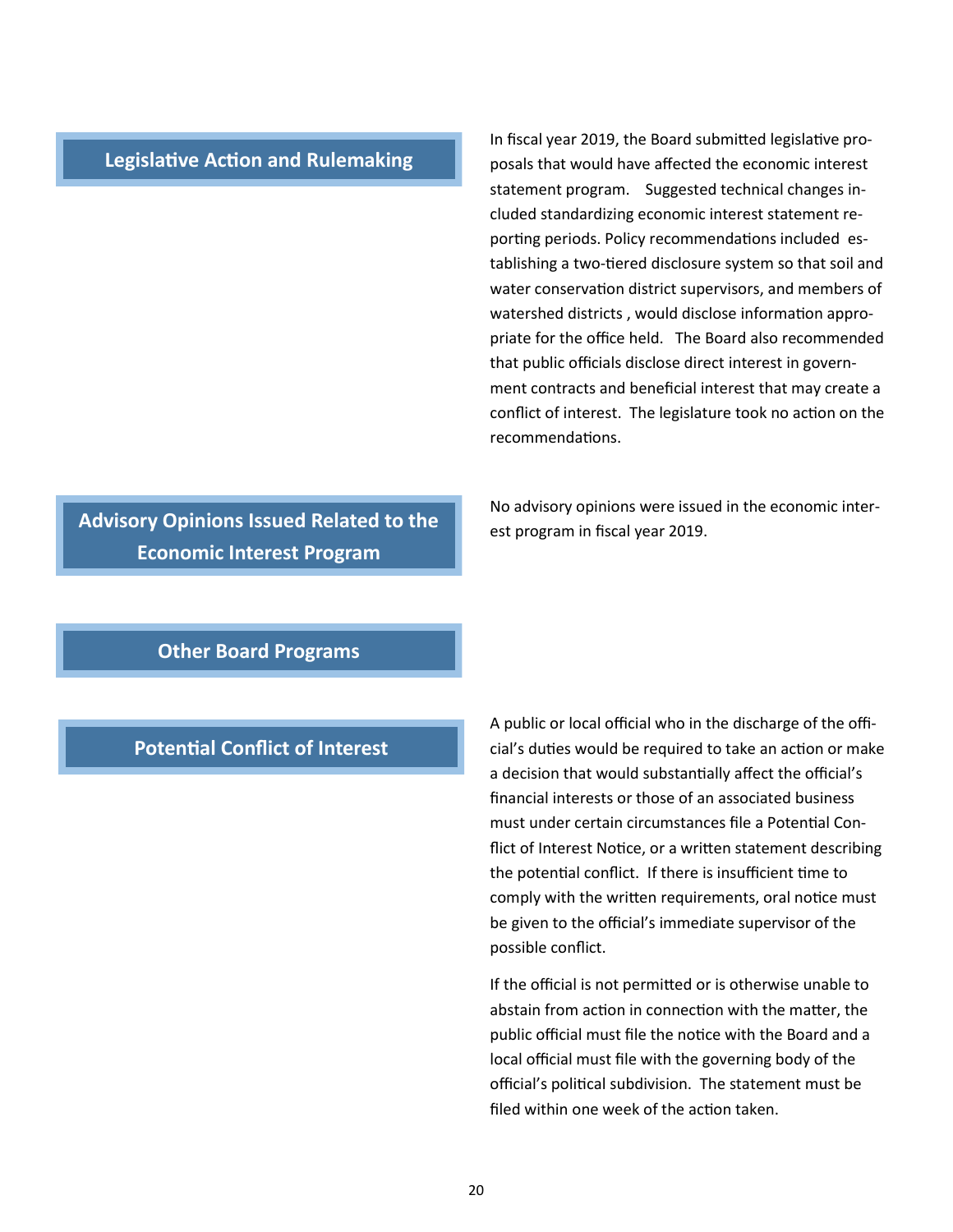## Legislative Action and Rulemaking

In fiscal year 2019, the Board submitted legislative proposals that would have affected the economic interest statement program. Suggested technical changes included standardizing economic interest statement reporting periods. Policy recommendations included establishing a two-tiered disclosure system so that soil and water conservation district supervisors, and members of watershed districts , would disclose information appropriate for the office held. The Board also recommended that public officials disclose direct interest in government contracts and beneficial interest that may create a conflict of interest. The legislature took no action on the recommendations.

## Advisory Opinions Issued Related to the Economic Interest Program

No advisory opinions were issued in the economic interest program in fiscal year 2019.

## Other Board Programs

## Potential Conflict of Interest

A public or local official who in the discharge of the official's duties would be required to take an action or make a decision that would substantially affect the official's financial interests or those of an associated business must under certain circumstances file a Potential Conflict of Interest Notice, or a written statement describing the potential conflict. If there is insufficient time to comply with the written requirements, oral notice must be given to the official's immediate supervisor of the possible conflict.

If the official is not permitted or is otherwise unable to abstain from action in connection with the matter, the public official must file the notice with the Board and a local official must file with the governing body of the official's political subdivision. The statement must be filed within one week of the action taken.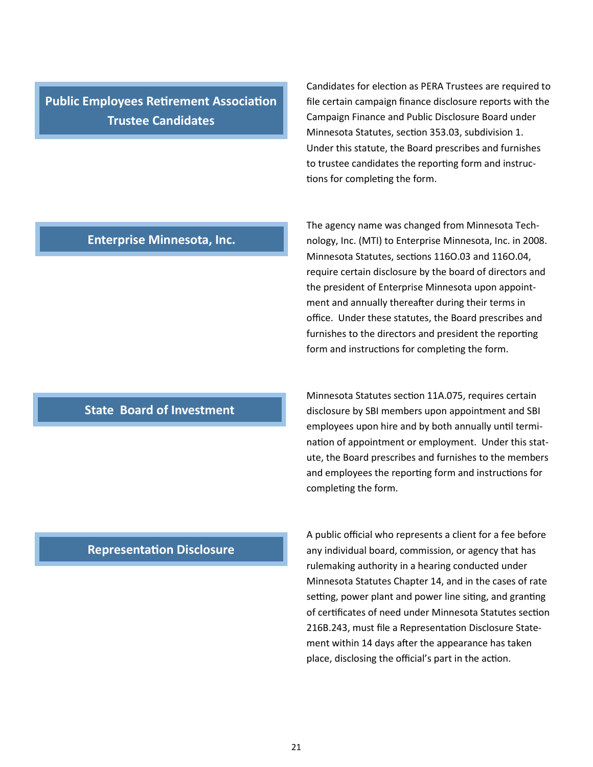## Public Employees Retirement Association Trustee Candidates

Candidates for election as PERA Trustees are required to file certain campaign finance disclosure reports with the Campaign Finance and Public Disclosure Board under Minnesota Statutes, section 353.03, subdivision 1. Under this statute, the Board prescribes and furnishes to trustee candidates the reporting form and instructions for completing the form.

## Enterprise Minnesota, Inc.

The agency name was changed from Minnesota Technology, Inc. (MTI) to Enterprise Minnesota, Inc. in 2008. Minnesota Statutes, sections 116O.03 and 116O.04, require certain disclosure by the board of directors and the president of Enterprise Minnesota upon appointment and annually thereafter during their terms in office. Under these statutes, the Board prescribes and furnishes to the directors and president the reporting form and instructions for completing the form.

## State Board of Investment

Minnesota Statutes section 11A.075, requires certain disclosure by SBI members upon appointment and SBI employees upon hire and by both annually until termination of appointment or employment. Under this statute, the Board prescribes and furnishes to the members and employees the reporting form and instructions for completing the form.

## Representation Disclosure

A public official who represents a client for a fee before any individual board, commission, or agency that has rulemaking authority in a hearing conducted under Minnesota Statutes Chapter 14, and in the cases of rate setting, power plant and power line siting, and granting of certificates of need under Minnesota Statutes section 216B.243, must file a Representation Disclosure Statement within 14 days after the appearance has taken place, disclosing the official's part in the action.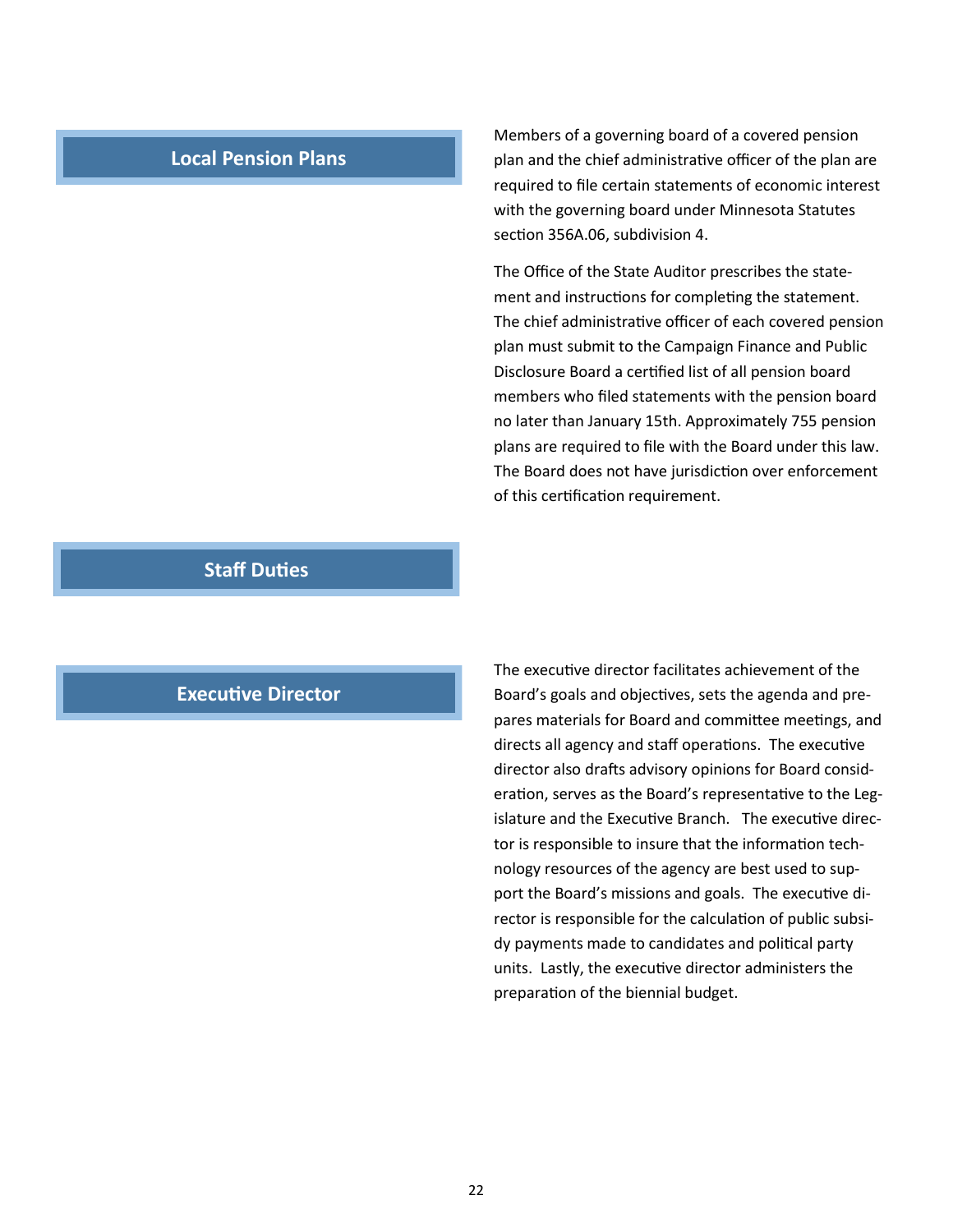## Local Pension Plans

Members of a governing board of a covered pension plan and the chief administrative officer of the plan are required to file certain statements of economic interest with the governing board under Minnesota Statutes section 356A.06, subdivision 4.

The Office of the State Auditor prescribes the statement and instructions for completing the statement. The chief administrative officer of each covered pension plan must submit to the Campaign Finance and Public Disclosure Board a certified list of all pension board members who filed statements with the pension board no later than January 15th. Approximately 755 pension plans are required to file with the Board under this law. The Board does not have jurisdiction over enforcement of this certification requirement.

## Staff Duties

### Executive Director

The executive director facilitates achievement of the Board's goals and objectives, sets the agenda and prepares materials for Board and committee meetings, and directs all agency and staff operations. The executive director also drafts advisory opinions for Board consideration, serves as the Board's representative to the Legislature and the Executive Branch. The executive director is responsible to insure that the information technology resources of the agency are best used to support the Board's missions and goals. The executive director is responsible for the calculation of public subsidy payments made to candidates and political party units. Lastly, the executive director administers the preparation of the biennial budget.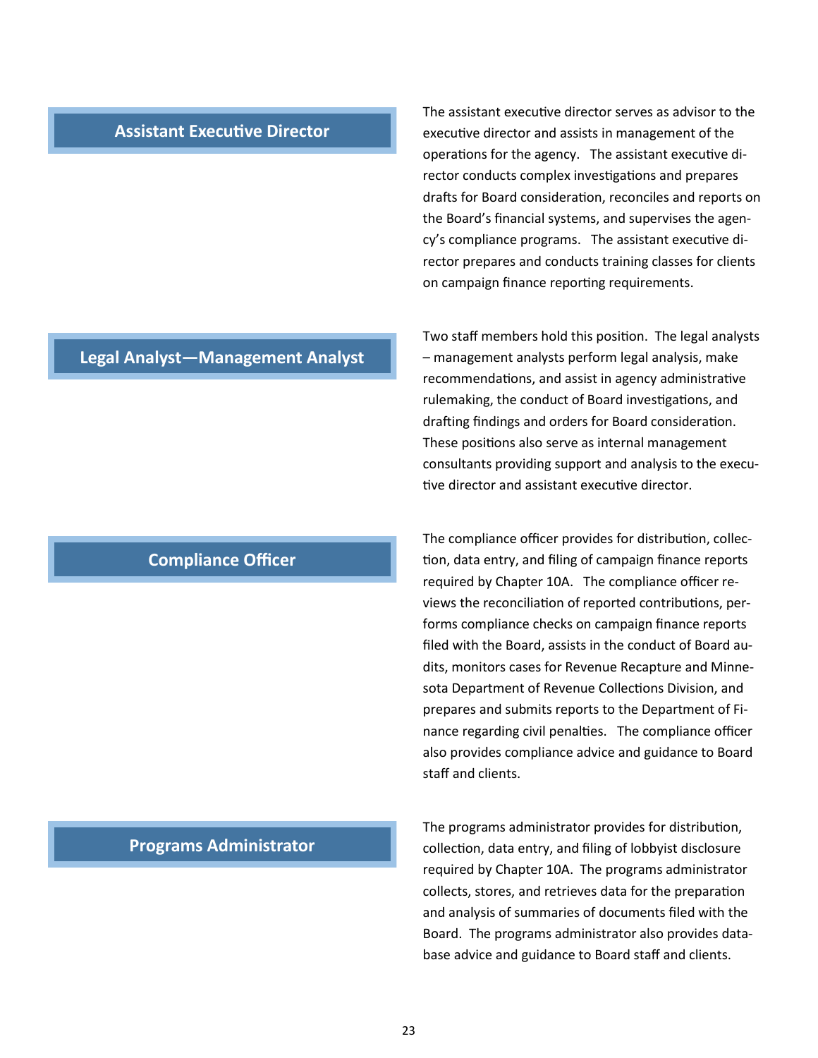## Assistant Executive Director

The assistant executive director serves as advisor to the executive director and assists in management of the operations for the agency. The assistant executive director conducts complex investigations and prepares drafts for Board consideration, reconciles and reports on the Board's financial systems, and supervises the agency's compliance programs. The assistant executive director prepares and conducts training classes for clients on campaign finance reporting requirements.

## Legal Analyst—Management Analyst

Two staff members hold this position. The legal analysts – management analysts perform legal analysis, make recommendations, and assist in agency administrative rulemaking, the conduct of Board investigations, and drafting findings and orders for Board consideration. These positions also serve as internal management consultants providing support and analysis to the executive director and assistant executive director.

## Compliance Officer

The compliance officer provides for distribution, collection, data entry, and filing of campaign finance reports required by Chapter 10A. The compliance officer reviews the reconciliation of reported contributions, performs compliance checks on campaign finance reports filed with the Board, assists in the conduct of Board audits, monitors cases for Revenue Recapture and Minnesota Department of Revenue Collections Division, and prepares and submits reports to the Department of Finance regarding civil penalties. The compliance officer also provides compliance advice and guidance to Board staff and clients.

## Programs Administrator

The programs administrator provides for distribution, collection, data entry, and filing of lobbyist disclosure required by Chapter 10A. The programs administrator collects, stores, and retrieves data for the preparation and analysis of summaries of documents filed with the Board. The programs administrator also provides database advice and guidance to Board staff and clients.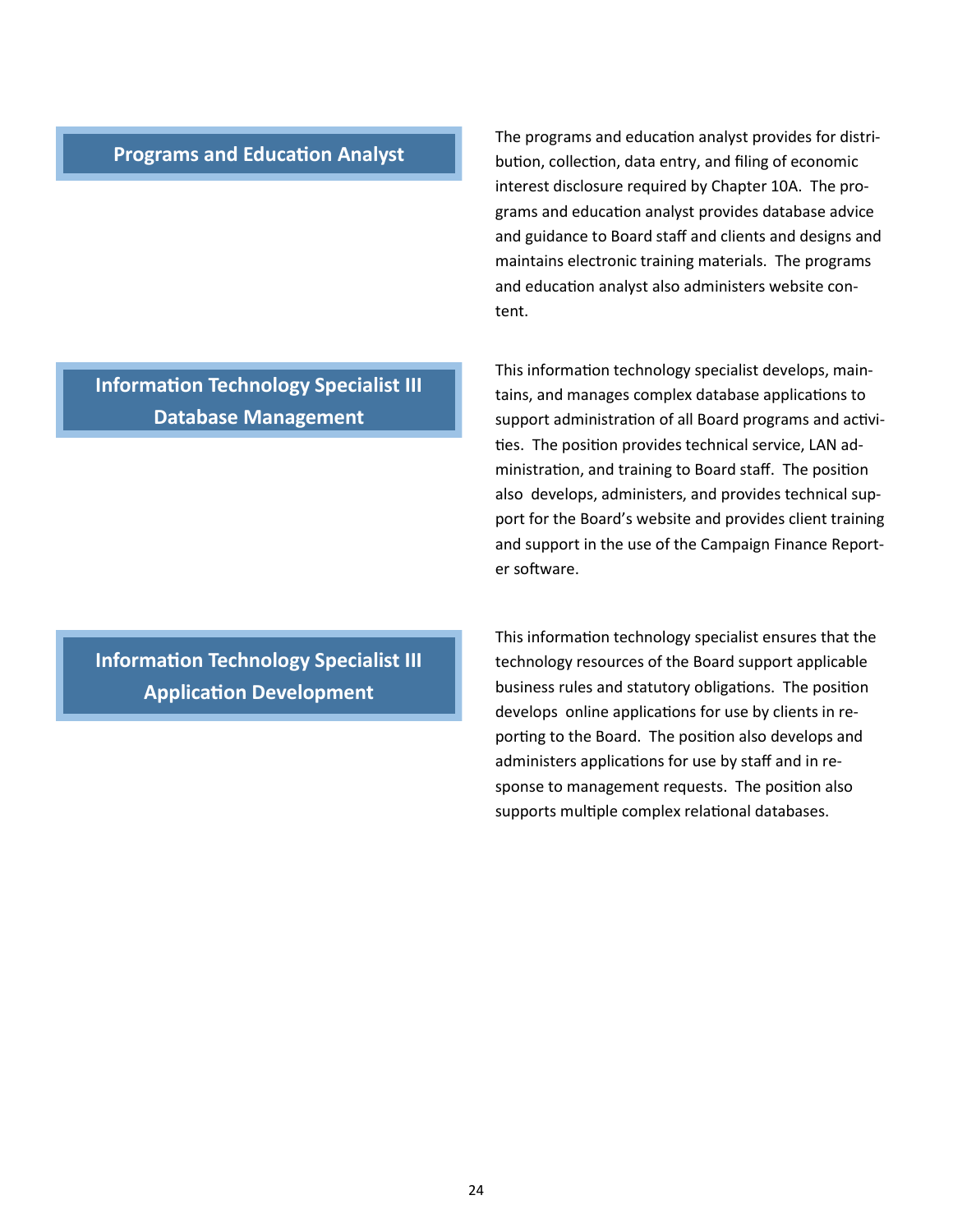## Programs and Education Analyst

The programs and education analyst provides for distribution, collection, data entry, and filing of economic interest disclosure required by Chapter 10A. The programs and education analyst provides database advice and guidance to Board staff and clients and designs and maintains electronic training materials. The programs and education analyst also administers website content.

## Information Technology Specialist III Database Management

This information technology specialist develops, maintains, and manages complex database applications to support administration of all Board programs and activities. The position provides technical service, LAN administration, and training to Board staff. The position also develops, administers, and provides technical support for the Board's website and provides client training and support in the use of the Campaign Finance Reporter software.

## Information Technology Specialist III Application Development

This information technology specialist ensures that the technology resources of the Board support applicable business rules and statutory obligations. The position develops online applications for use by clients in reporting to the Board. The position also develops and administers applications for use by staff and in response to management requests. The position also supports multiple complex relational databases.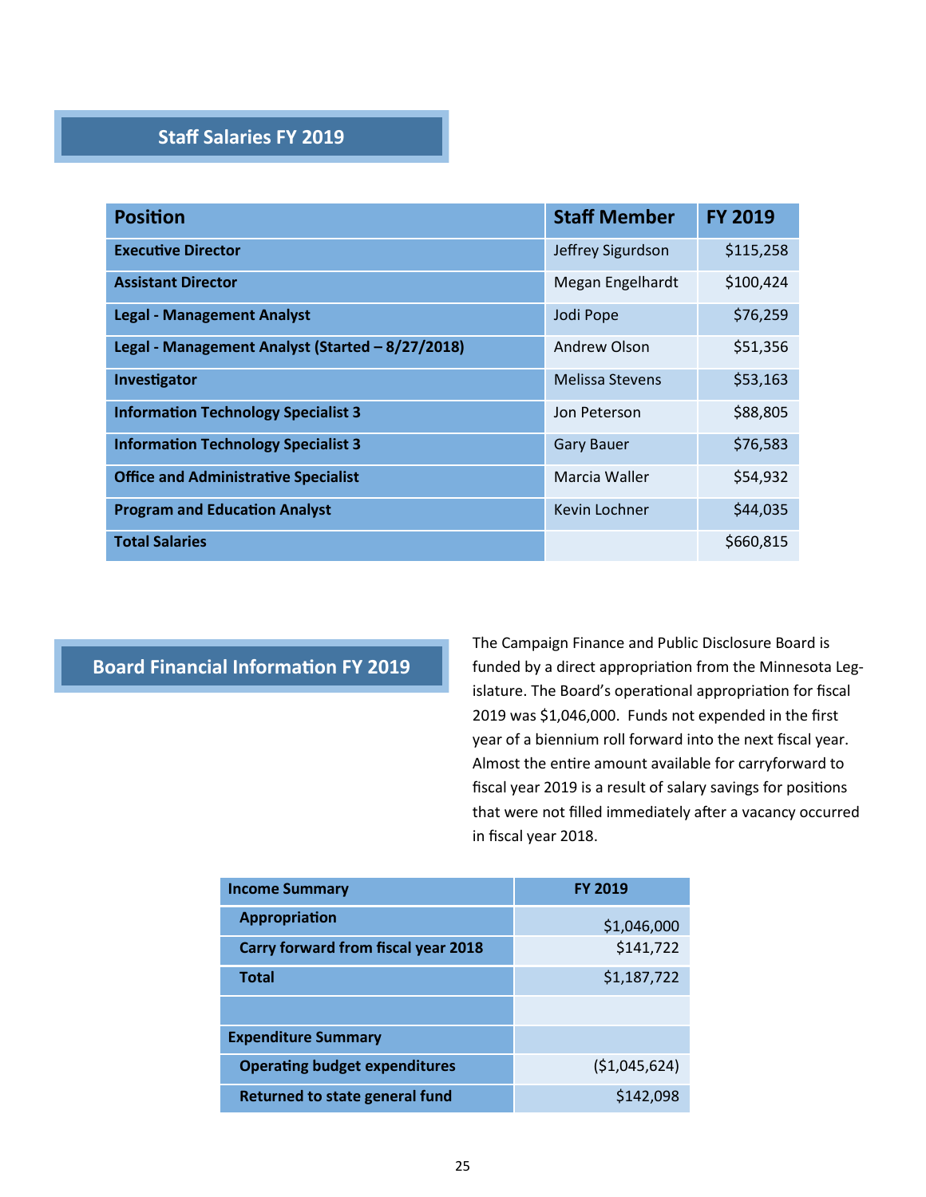## Staff Salaries FY 2019

| Position | Staff Member | FY 2019 |
|---|---|---|
| **Executive Director** | Jeffrey Sigurdson | $115,258 |
| **Assistant Director** | Megan Engelhardt | $100,424 |
| **Legal - Management Analyst** | Jodi Pope | $76,259 |
| **Legal - Management Analyst (Started – 8/27/2018)** | Andrew Olson | $51,356 |
| **Investigator** | Melissa Stevens | $53,163 |
| **Information Technology Specialist 3** | Jon Peterson | $88,805 |
| **Information Technology Specialist 3** | Gary Bauer | $76,583 |
| **Office and Administrative Specialist** | Marcia Waller | $54,932 |
| **Program and Education Analyst** | Kevin Lochner | $44,035 |
| **Total Salaries** | | $660,815 |

## Board Financial Information FY 2019

The Campaign Finance and Public Disclosure Board is funded by a direct appropriation from the Minnesota Legislature. The Board's operational appropriation for fiscal 2019 was $1,046,000. Funds not expended in the first year of a biennium roll forward into the next fiscal year. Almost the entire amount available for carryforward to fiscal year 2019 is a result of salary savings for positions that were not filled immediately after a vacancy occurred in fiscal year 2018.

| Income Summary | FY 2019 |
|---|---|
| **Appropriation** | $1,046,000 |
| **Carry forward from fiscal year 2018** | $141,722 |
| **Total** | $1,187,722 |
| | |
| **Expenditure Summary** | |
| **Operating budget expenditures** | ($1,045,624) |
| **Returned to state general fund** | $142,098 |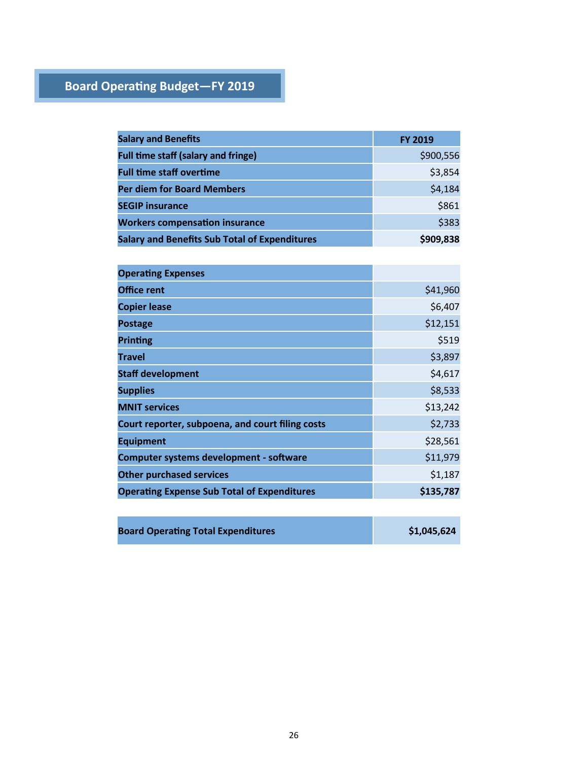## Board Operating Budget—FY 2019

| Salary and Benefits | FY 2019 |
|---|---|
| **Full time staff (salary and fringe)** | $900,556 |
| **Full time staff overtime** | $3,854 |
| **Per diem for Board Members** | $4,184 |
| **SEGIP insurance** | $861 |
| **Workers compensation insurance** | $383 |
| **Salary and Benefits Sub Total of Expenditures** | **$909,838** |

| Operating Expenses | |
|---|---|
| **Office rent** | $41,960 |
| **Copier lease** | $6,407 |
| **Postage** | $12,151 |
| **Printing** | $519 |
| **Travel** | $3,897 |
| **Staff development** | $4,617 |
| **Supplies** | $8,533 |
| **MNIT services** | $13,242 |
| **Court reporter, subpoena, and court filing costs** | $2,733 |
| **Equipment** | $28,561 |
| **Computer systems development - software** | $11,979 |
| **Other purchased services** | $1,187 |
| **Operating Expense Sub Total of Expenditures** | **$135,787** |

| | |
|---|---|
| **Board Operating Total Expenditures** | **$1,045,624** |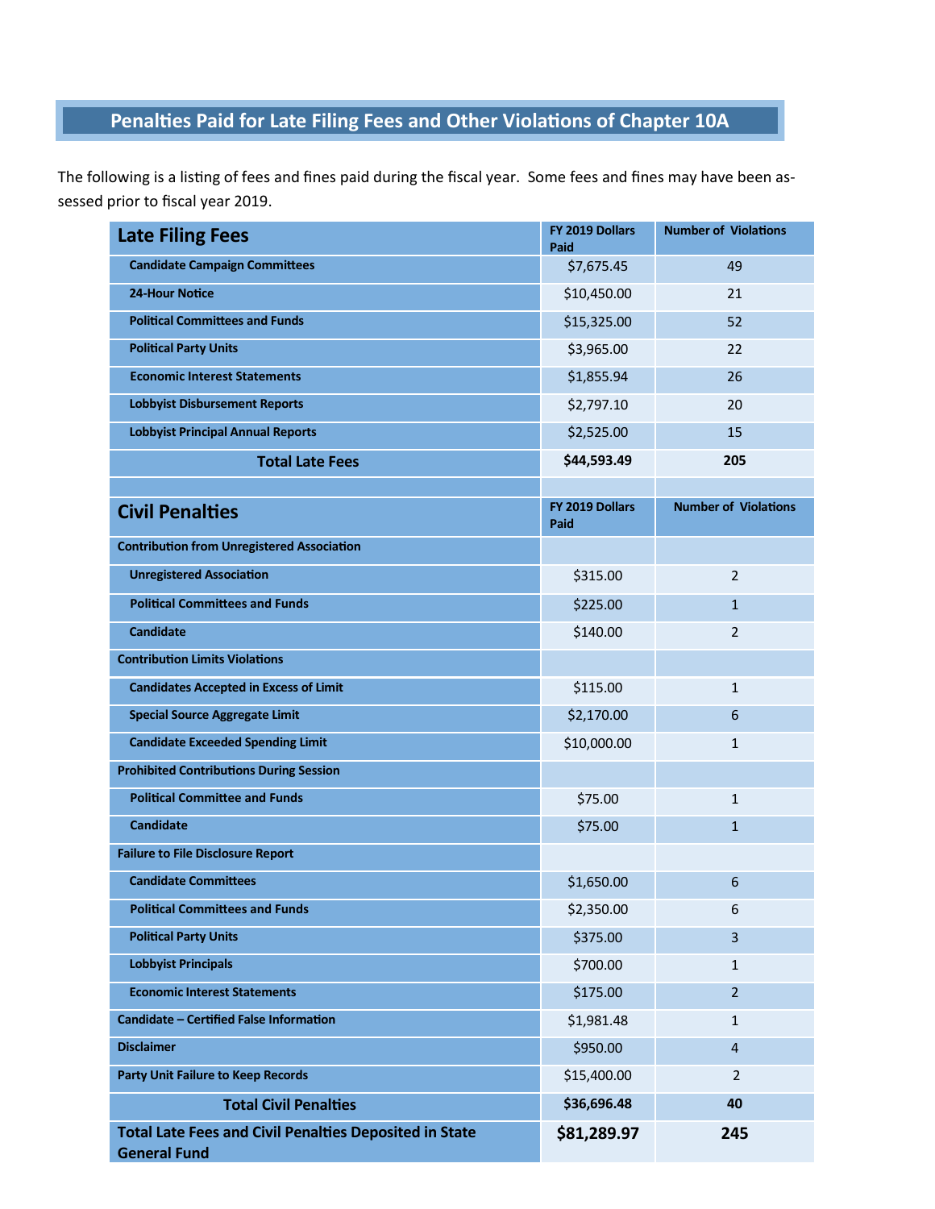## Penalties Paid for Late Filing Fees and Other Violations of Chapter 10A

The following is a listing of fees and fines paid during the fiscal year. Some fees and fines may have been assessed prior to fiscal year 2019.

| Late Filing Fees | FY 2019 Dollars Paid | Number of Violations |
|---|---|---|
| Candidate Campaign Committees | $7,675.45 | 49 |
| 24-Hour Notice | $10,450.00 | 21 |
| Political Committees and Funds | $15,325.00 | 52 |
| Political Party Units | $3,965.00 | 22 |
| Economic Interest Statements | $1,855.94 | 26 |
| Lobbyist Disbursement Reports | $2,797.10 | 20 |
| Lobbyist Principal Annual Reports | $2,525.00 | 15 |
| **Total Late Fees** | **$44,593.49** | **205** |

| Civil Penalties | FY 2019 Dollars Paid | Number of Violations |
|---|---|---|
| **Contribution from Unregistered Association** | | |
| Unregistered Association | $315.00 | 2 |
| Political Committees and Funds | $225.00 | 1 |
| Candidate | $140.00 | 2 |
| **Contribution Limits Violations** | | |
| Candidates Accepted in Excess of Limit | $115.00 | 1 |
| Special Source Aggregate Limit | $2,170.00 | 6 |
| Candidate Exceeded Spending Limit | $10,000.00 | 1 |
| **Prohibited Contributions During Session** | | |
| Political Committee and Funds | $75.00 | 1 |
| Candidate | $75.00 | 1 |
| **Failure to File Disclosure Report** | | |
| Candidate Committees | $1,650.00 | 6 |
| Political Committees and Funds | $2,350.00 | 6 |
| Political Party Units | $375.00 | 3 |
| Lobbyist Principals | $700.00 | 1 |
| Economic Interest Statements | $175.00 | 2 |
| **Candidate – Certified False Information** | $1,981.48 | 1 |
| **Disclaimer** | $950.00 | 4 |
| **Party Unit Failure to Keep Records** | $15,400.00 | 2 |
| **Total Civil Penalties** | **$36,696.48** | **40** |
| **Total Late Fees and Civil Penalties Deposited in State General Fund** | **$81,289.97** | **245** |